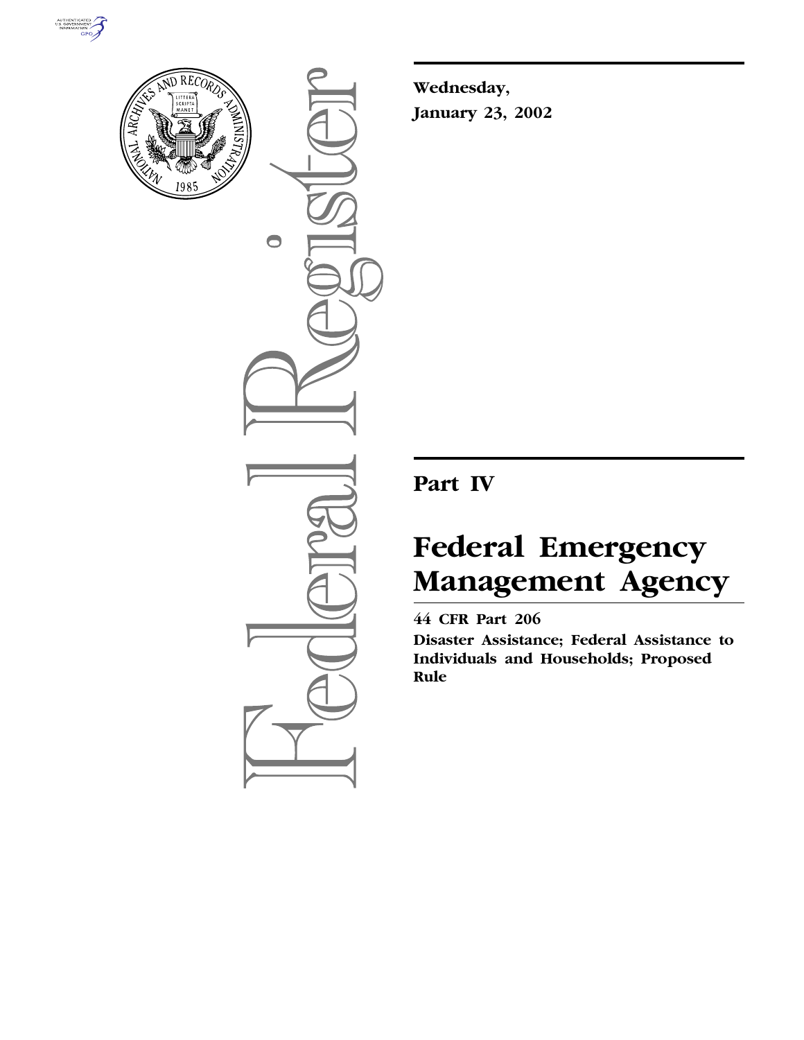**Wednesday,**
**January 23, 2002**

# Part IV

# Federal Emergency Management Agency

## 44 CFR Part 206

**Disaster Assistance; Federal Assistance to Individuals and Households; Proposed Rule**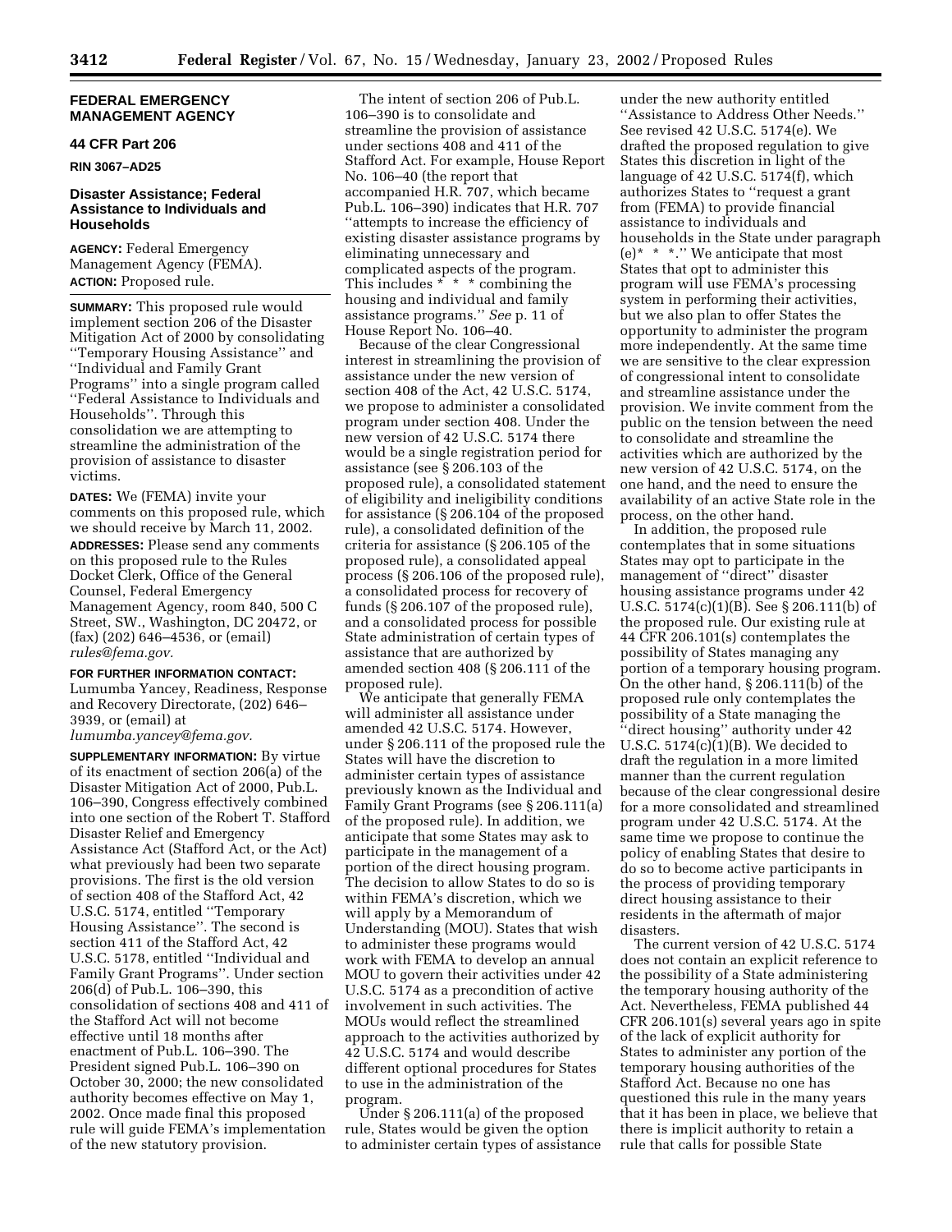**FEDERAL EMERGENCY MANAGEMENT AGENCY**

**44 CFR Part 206**

**RIN 3067–AD25**

## Disaster Assistance; Federal Assistance to Individuals and Households

**AGENCY:** Federal Emergency Management Agency (FEMA).

**ACTION:** Proposed rule.

**SUMMARY:** This proposed rule would implement section 206 of the Disaster Mitigation Act of 2000 by consolidating ''Temporary Housing Assistance'' and ''Individual and Family Grant Programs'' into a single program called ''Federal Assistance to Individuals and Households''. Through this consolidation we are attempting to streamline the administration of the provision of assistance to disaster victims.

**DATES:** We (FEMA) invite your comments on this proposed rule, which we should receive by March 11, 2002.

**ADDRESSES:** Please send any comments on this proposed rule to the Rules Docket Clerk, Office of the General Counsel, Federal Emergency Management Agency, room 840, 500 C Street, SW., Washington, DC 20472, or (fax) (202) 646–4536, or (email) *rules@fema.gov.*

**FOR FURTHER INFORMATION CONTACT:** Lumumba Yancey, Readiness, Response and Recovery Directorate, (202) 646–3939, or (email) at *lumumba.yancey@fema.gov.*

**SUPPLEMENTARY INFORMATION:** By virtue of its enactment of section 206(a) of the Disaster Mitigation Act of 2000, Pub.L. 106–390, Congress effectively combined into one section of the Robert T. Stafford Disaster Relief and Emergency Assistance Act (Stafford Act, or the Act) what previously had been two separate provisions. The first is the old version of section 408 of the Stafford Act, 42 U.S.C. 5174, entitled ''Temporary Housing Assistance''. The second is section 411 of the Stafford Act, 42 U.S.C. 5178, entitled ''Individual and Family Grant Programs''. Under section 206(d) of Pub.L. 106–390, this consolidation of sections 408 and 411 of the Stafford Act will not become effective until 18 months after enactment of Pub.L. 106–390. The President signed Pub.L. 106–390 on October 30, 2000; the new consolidated authority becomes effective on May 1, 2002. Once made final this proposed rule will guide FEMA's implementation of the new statutory provision.

The intent of section 206 of Pub.L. 106–390 is to consolidate and streamline the provision of assistance under sections 408 and 411 of the Stafford Act. For example, House Report No. 106–40 (the report that accompanied H.R. 707, which became Pub.L. 106–390) indicates that H.R. 707 ''attempts to increase the efficiency of existing disaster assistance programs by eliminating unnecessary and complicated aspects of the program. This includes * * * combining the housing and individual and family assistance programs.'' *See* p. 11 of House Report No. 106–40.

Because of the clear Congressional interest in streamlining the provision of assistance under the new version of section 408 of the Act, 42 U.S.C. 5174, we propose to administer a consolidated program under section 408. Under the new version of 42 U.S.C. 5174 there would be a single registration period for assistance (see § 206.103 of the proposed rule), a consolidated statement of eligibility and ineligibility conditions for assistance (§ 206.104 of the proposed rule), a consolidated definition of the criteria for assistance (§ 206.105 of the proposed rule), a consolidated appeal process (§ 206.106 of the proposed rule), a consolidated process for recovery of funds (§ 206.107 of the proposed rule), and a consolidated process for possible State administration of certain types of assistance that are authorized by amended section 408 (§ 206.111 of the proposed rule).

We anticipate that generally FEMA will administer all assistance under amended 42 U.S.C. 5174. However, under § 206.111 of the proposed rule the States will have the discretion to administer certain types of assistance previously known as the Individual and Family Grant Programs (see § 206.111(a) of the proposed rule). In addition, we anticipate that some States may ask to participate in the management of a portion of the direct housing program. The decision to allow States to do so is within FEMA's discretion, which we will apply by a Memorandum of Understanding (MOU). States that wish to administer these programs would work with FEMA to develop an annual MOU to govern their activities under 42 U.S.C. 5174 as a precondition of active involvement in such activities. The MOUs would reflect the streamlined approach to the activities authorized by 42 U.S.C. 5174 and would describe different optional procedures for States to use in the administration of the program.

Under § 206.111(a) of the proposed rule, States would be given the option to administer certain types of assistance under the new authority entitled ''Assistance to Address Other Needs.'' See revised 42 U.S.C. 5174(e). We drafted the proposed regulation to give States this discretion in light of the language of 42 U.S.C. 5174(f), which authorizes States to ''request a grant from (FEMA) to provide financial assistance to individuals and households in the State under paragraph (e)* * *.'' We anticipate that most States that opt to administer this program will use FEMA's processing system in performing their activities, but we also plan to offer States the opportunity to administer the program more independently. At the same time we are sensitive to the clear expression of congressional intent to consolidate and streamline assistance under the provision. We invite comment from the public on the tension between the need to consolidate and streamline the activities which are authorized by the new version of 42 U.S.C. 5174, on the one hand, and the need to ensure the availability of an active State role in the process, on the other hand.

In addition, the proposed rule contemplates that in some situations States may opt to participate in the management of ''direct'' disaster housing assistance programs under 42 U.S.C. 5174(c)(1)(B). See § 206.111(b) of the proposed rule. Our existing rule at 44 CFR 206.101(s) contemplates the possibility of States managing any portion of a temporary housing program. On the other hand, § 206.111(b) of the proposed rule only contemplates the possibility of a State managing the ''direct housing'' authority under 42 U.S.C. 5174(c)(1)(B). We decided to draft the regulation in a more limited manner than the current regulation because of the clear congressional desire for a more consolidated and streamlined program under 42 U.S.C. 5174. At the same time we propose to continue the policy of enabling States that desire to do so to become active participants in the process of providing temporary direct housing assistance to their residents in the aftermath of major disasters.

The current version of 42 U.S.C. 5174 does not contain an explicit reference to the possibility of a State administering the temporary housing authority of the Act. Nevertheless, FEMA published 44 CFR 206.101(s) several years ago in spite of the lack of explicit authority for States to administer any portion of the temporary housing authorities of the Stafford Act. Because no one has questioned this rule in the many years that it has been in place, we believe that there is implicit authority to retain a rule that calls for possible State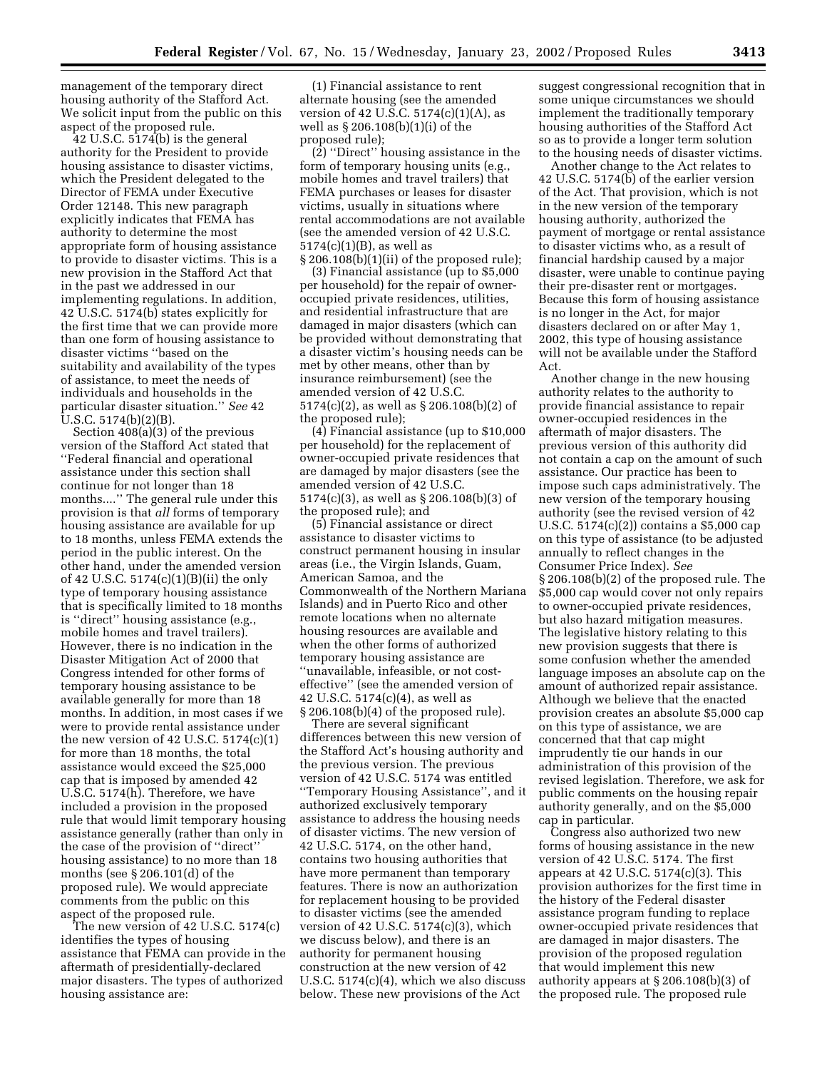management of the temporary direct housing authority of the Stafford Act. We solicit input from the public on this aspect of the proposed rule.

42 U.S.C. 5174(b) is the general authority for the President to provide housing assistance to disaster victims, which the President delegated to the Director of FEMA under Executive Order 12148. This new paragraph explicitly indicates that FEMA has authority to determine the most appropriate form of housing assistance to provide to disaster victims. This is a new provision in the Stafford Act that in the past we addressed in our implementing regulations. In addition, 42 U.S.C. 5174(b) states explicitly for the first time that we can provide more than one form of housing assistance to disaster victims "based on the suitability and availability of the types of assistance, to meet the needs of individuals and households in the particular disaster situation." *See* 42 U.S.C. 5174(b)(2)(B).

Section 408(a)(3) of the previous version of the Stafford Act stated that "Federal financial and operational assistance under this section shall continue for not longer than 18 months...." The general rule under this provision is that *all* forms of temporary housing assistance are available for up to 18 months, unless FEMA extends the period in the public interest. On the other hand, under the amended version of 42 U.S.C. 5174(c)(1)(B)(ii) the only type of temporary housing assistance that is specifically limited to 18 months is "direct" housing assistance (e.g., mobile homes and travel trailers). However, there is no indication in the Disaster Mitigation Act of 2000 that Congress intended for other forms of temporary housing assistance to be available generally for more than 18 months. In addition, in most cases if we were to provide rental assistance under the new version of 42 U.S.C. 5174(c)(1) for more than 18 months, the total assistance would exceed the $25,000 cap that is imposed by amended 42 U.S.C. 5174(h). Therefore, we have included a provision in the proposed rule that would limit temporary housing assistance generally (rather than only in the case of the provision of "direct" housing assistance) to no more than 18 months (see § 206.101(d) of the proposed rule). We would appreciate comments from the public on this aspect of the proposed rule.

The new version of 42 U.S.C. 5174(c) identifies the types of housing assistance that FEMA can provide in the aftermath of presidentially-declared major disasters. The types of authorized housing assistance are:

(1) Financial assistance to rent alternate housing (see the amended version of 42 U.S.C. 5174(c)(1)(A), as well as § 206.108(b)(1)(i) of the proposed rule);

(2) "Direct" housing assistance in the form of temporary housing units (e.g., mobile homes and travel trailers) that FEMA purchases or leases for disaster victims, usually in situations where rental accommodations are not available (see the amended version of 42 U.S.C. 5174(c)(1)(B), as well as § 206.108(b)(1)(ii) of the proposed rule);

(3) Financial assistance (up to $5,000 per household) for the repair of owner-occupied private residences, utilities, and residential infrastructure that are damaged in major disasters (which can be provided without demonstrating that a disaster victim's housing needs can be met by other means, other than by insurance reimbursement) (see the amended version of 42 U.S.C. 5174(c)(2), as well as § 206.108(b)(2) of the proposed rule);

(4) Financial assistance (up to $10,000 per household) for the replacement of owner-occupied private residences that are damaged by major disasters (see the amended version of 42 U.S.C. 5174(c)(3), as well as § 206.108(b)(3) of the proposed rule); and

(5) Financial assistance or direct assistance to disaster victims to construct permanent housing in insular areas (i.e., the Virgin Islands, Guam, American Samoa, and the Commonwealth of the Northern Mariana Islands) and in Puerto Rico and other remote locations when no alternate housing resources are available and when the other forms of authorized temporary housing assistance are "unavailable, infeasible, or not cost-effective" (see the amended version of 42 U.S.C. 5174(c)(4), as well as § 206.108(b)(4) of the proposed rule).

There are several significant differences between this new version of the Stafford Act's housing authority and the previous version. The previous version of 42 U.S.C. 5174 was entitled "Temporary Housing Assistance", and it authorized exclusively temporary assistance to address the housing needs of disaster victims. The new version of 42 U.S.C. 5174, on the other hand, contains two housing authorities that have more permanent than temporary features. There is now an authorization for replacement housing to be provided to disaster victims (see the amended version of 42 U.S.C. 5174(c)(3), which we discuss below), and there is an authority for permanent housing construction at the new version of 42 U.S.C. 5174(c)(4), which we also discuss below. These new provisions of the Act suggest congressional recognition that in some unique circumstances we should implement the traditionally temporary housing authorities of the Stafford Act so as to provide a longer term solution to the housing needs of disaster victims.

Another change to the Act relates to 42 U.S.C. 5174(b) of the earlier version of the Act. That provision, which is not in the new version of the temporary housing authority, authorized the payment of mortgage or rental assistance to disaster victims who, as a result of financial hardship caused by a major disaster, were unable to continue paying their pre-disaster rent or mortgages. Because this form of housing assistance is no longer in the Act, for major disasters declared on or after May 1, 2002, this type of housing assistance will not be available under the Stafford Act.

Another change in the new housing authority relates to the authority to provide financial assistance to repair owner-occupied residences in the aftermath of major disasters. The previous version of this authority did not contain a cap on the amount of such assistance. Our practice has been to impose such caps administratively. The new version of the temporary housing authority (see the revised version of 42 U.S.C. 5174(c)(2)) contains a $5,000 cap on this type of assistance (to be adjusted annually to reflect changes in the Consumer Price Index). *See* § 206.108(b)(2) of the proposed rule. The $5,000 cap would cover not only repairs to owner-occupied private residences, but also hazard mitigation measures. The legislative history relating to this new provision suggests that there is some confusion whether the amended language imposes an absolute cap on the amount of authorized repair assistance. Although we believe that the enacted provision creates an absolute $5,000 cap on this type of assistance, we are concerned that that cap might imprudently tie our hands in our administration of this provision of the revised legislation. Therefore, we ask for public comments on the housing repair authority generally, and on the $5,000 cap in particular.

Congress also authorized two new forms of housing assistance in the new version of 42 U.S.C. 5174. The first appears at 42 U.S.C. 5174(c)(3). This provision authorizes for the first time in the history of the Federal disaster assistance program funding to replace owner-occupied private residences that are damaged in major disasters. The provision of the proposed regulation that would implement this new authority appears at § 206.108(b)(3) of the proposed rule. The proposed rule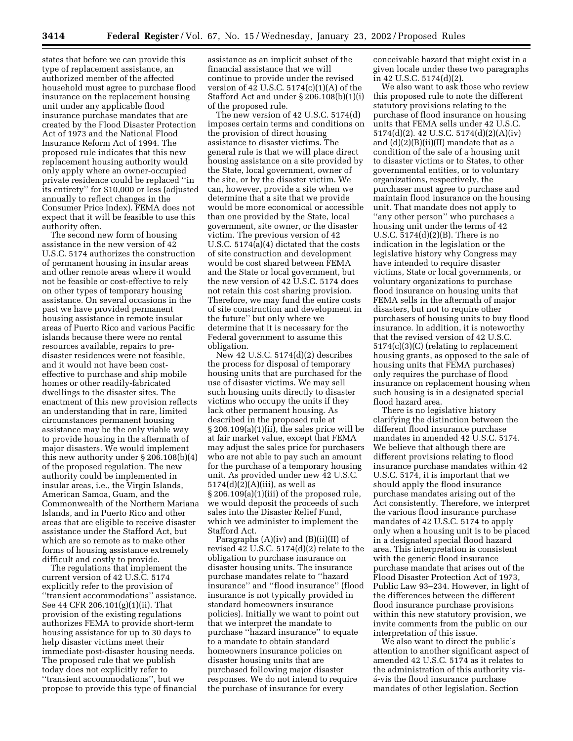states that before we can provide this type of replacement assistance, an authorized member of the affected household must agree to purchase flood insurance on the replacement housing unit under any applicable flood insurance purchase mandates that are created by the Flood Disaster Protection Act of 1973 and the National Flood Insurance Reform Act of 1994. The proposed rule indicates that this new replacement housing authority would only apply where an owner-occupied private residence could be replaced ''in its entirety'' for $10,000 or less (adjusted annually to reflect changes in the Consumer Price Index). FEMA does not expect that it will be feasible to use this authority often.

The second new form of housing assistance in the new version of 42 U.S.C. 5174 authorizes the construction of permanent housing in insular areas and other remote areas where it would not be feasible or cost-effective to rely on other types of temporary housing assistance. On several occasions in the past we have provided permanent housing assistance in remote insular areas of Puerto Rico and various Pacific islands because there were no rental resources available, repairs to pre-disaster residences were not feasible, and it would not have been cost-effective to purchase and ship mobile homes or other readily-fabricated dwellings to the disaster sites. The enactment of this new provision reflects an understanding that in rare, limited circumstances permanent housing assistance may be the only viable way to provide housing in the aftermath of major disasters. We would implement this new authority under § 206.108(b)(4) of the proposed regulation. The new authority could be implemented in insular areas, i.e., the Virgin Islands, American Samoa, Guam, and the Commonwealth of the Northern Mariana Islands, and in Puerto Rico and other areas that are eligible to receive disaster assistance under the Stafford Act, but which are so remote as to make other forms of housing assistance extremely difficult and costly to provide.

The regulations that implement the current version of 42 U.S.C. 5174 explicitly refer to the provision of ''transient accommodations'' assistance. See 44 CFR 206.101(g)(1)(ii). That provision of the existing regulations authorizes FEMA to provide short-term housing assistance for up to 30 days to help disaster victims meet their immediate post-disaster housing needs. The proposed rule that we publish today does not explicitly refer to ''transient accommodations'', but we propose to provide this type of financial assistance as an implicit subset of the financial assistance that we will continue to provide under the revised version of 42 U.S.C. 5174(c)(1)(A) of the Stafford Act and under § 206.108(b)(1)(i) of the proposed rule.

The new version of 42 U.S.C. 5174(d) imposes certain terms and conditions on the provision of direct housing assistance to disaster victims. The general rule is that we will place direct housing assistance on a site provided by the State, local government, owner of the site, or by the disaster victim. We can, however, provide a site when we determine that a site that we provide would be more economical or accessible than one provided by the State, local government, site owner, or the disaster victim. The previous version of 42 U.S.C. 5174(a)(4) dictated that the costs of site construction and development would be cost shared between FEMA and the State or local government, but the new version of 42 U.S.C. 5174 does not retain this cost sharing provision. Therefore, we may fund the entire costs of site construction and development in the future'' but only where we determine that it is necessary for the Federal government to assume this obligation.

New 42 U.S.C. 5174(d)(2) describes the process for disposal of temporary housing units that are purchased for the use of disaster victims. We may sell such housing units directly to disaster victims who occupy the units if they lack other permanent housing. As described in the proposed rule at § 206.109(a)(1)(ii), the sales price will be at fair market value, except that FEMA may adjust the sales price for purchasers who are not able to pay such an amount for the purchase of a temporary housing unit. As provided under new 42 U.S.C. 5174(d)(2)(A)(iii), as well as § 206.109(a)(1)(iii) of the proposed rule, we would deposit the proceeds of such sales into the Disaster Relief Fund, which we administer to implement the Stafford Act.

Paragraphs (A)(iv) and (B)(ii)(II) of revised 42 U.S.C. 5174(d)(2) relate to the obligation to purchase insurance on disaster housing units. The insurance purchase mandates relate to ''hazard insurance'' and ''flood insurance'' (flood insurance is not typically provided in standard homeowners insurance policies). Initially we want to point out that we interpret the mandate to purchase ''hazard insurance'' to equate to a mandate to obtain standard homeowners insurance policies on disaster housing units that are purchased following major disaster responses. We do not intend to require the purchase of insurance for every conceivable hazard that might exist in a given locale under these two paragraphs in 42 U.S.C. 5174(d)(2).

We also want to ask those who review this proposed rule to note the different statutory provisions relating to the purchase of flood insurance on housing units that FEMA sells under 42 U.S.C. 5174(d)(2). 42 U.S.C. 5174(d)(2)(A)(iv) and (d)(2)(B)(ii)(II) mandate that as a condition of the sale of a housing unit to disaster victims or to States, to other governmental entities, or to voluntary organizations, respectively, the purchaser must agree to purchase and maintain flood insurance on the housing unit. That mandate does not apply to ''any other person'' who purchases a housing unit under the terms of 42 U.S.C. 5174(d)(2)(B). There is no indication in the legislation or the legislative history why Congress may have intended to require disaster victims, State or local governments, or voluntary organizations to purchase flood insurance on housing units that FEMA sells in the aftermath of major disasters, but not to require other purchasers of housing units to buy flood insurance. In addition, it is noteworthy that the revised version of 42 U.S.C. 5174(c)(3)(C) (relating to replacement housing grants, as opposed to the sale of housing units that FEMA purchases) only requires the purchase of flood insurance on replacement housing when such housing is in a designated special flood hazard area.

There is no legislative history clarifying the distinction between the different flood insurance purchase mandates in amended 42 U.S.C. 5174. We believe that although there are different provisions relating to flood insurance purchase mandates within 42 U.S.C. 5174, it is important that we should apply the flood insurance purchase mandates arising out of the Act consistently. Therefore, we interpret the various flood insurance purchase mandates of 42 U.S.C. 5174 to apply only when a housing unit is to be placed in a designated special flood hazard area. This interpretation is consistent with the generic flood insurance purchase mandate that arises out of the Flood Disaster Protection Act of 1973, Public Law 93–234. However, in light of the differences between the different flood insurance purchase provisions within this new statutory provision, we invite comments from the public on our interpretation of this issue.

We also want to direct the public's attention to another significant aspect of amended 42 U.S.C. 5174 as it relates to the administration of this authority vis-á-vis the flood insurance purchase mandates of other legislation. Section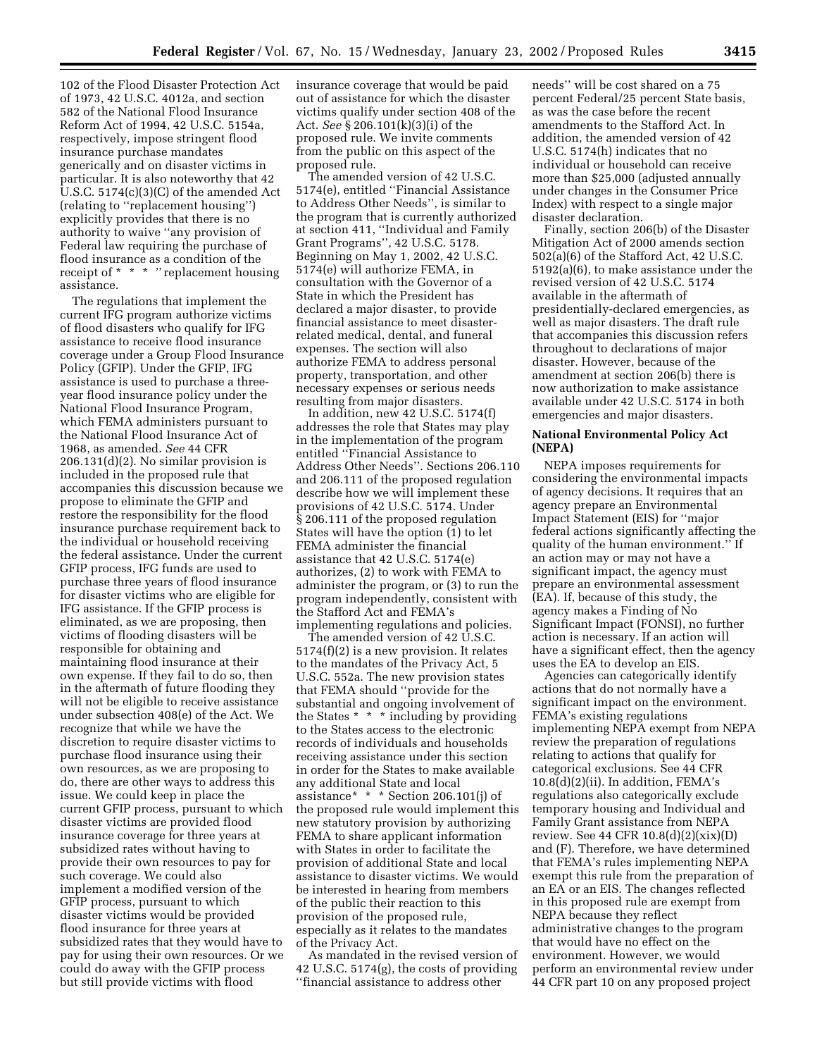102 of the Flood Disaster Protection Act of 1973, 42 U.S.C. 4012a, and section 582 of the National Flood Insurance Reform Act of 1994, 42 U.S.C. 5154a, respectively, impose stringent flood insurance purchase mandates generically and on disaster victims in particular. It is also noteworthy that 42 U.S.C. 5174(c)(3)(C) of the amended Act (relating to ''replacement housing'') explicitly provides that there is no authority to waive ''any provision of Federal law requiring the purchase of flood insurance as a condition of the receipt of * * * '' replacement housing assistance.

The regulations that implement the current IFG program authorize victims of flood disasters who qualify for IFG assistance to receive flood insurance coverage under a Group Flood Insurance Policy (GFIP). Under the GFIP, IFG assistance is used to purchase a three-year flood insurance policy under the National Flood Insurance Program, which FEMA administers pursuant to the National Flood Insurance Act of 1968, as amended. *See* 44 CFR 206.131(d)(2). No similar provision is included in the proposed rule that accompanies this discussion because we propose to eliminate the GFIP and restore the responsibility for the flood insurance purchase requirement back to the individual or household receiving the federal assistance. Under the current GFIP process, IFG funds are used to purchase three years of flood insurance for disaster victims who are eligible for IFG assistance. If the GFIP process is eliminated, as we are proposing, then victims of flooding disasters will be responsible for obtaining and maintaining flood insurance at their own expense. If they fail to do so, then in the aftermath of future flooding they will not be eligible to receive assistance under subsection 408(e) of the Act. We recognize that while we have the discretion to require disaster victims to purchase flood insurance using their own resources, as we are proposing to do, there are other ways to address this issue. We could keep in place the current GFIP process, pursuant to which disaster victims are provided flood insurance coverage for three years at subsidized rates without having to provide their own resources to pay for such coverage. We could also implement a modified version of the GFIP process, pursuant to which disaster victims would be provided flood insurance for three years at subsidized rates that they would have to pay for using their own resources. Or we could do away with the GFIP process but still provide victims with flood insurance coverage that would be paid out of assistance for which the disaster victims qualify under section 408 of the Act. *See* § 206.101(k)(3)(i) of the proposed rule. We invite comments from the public on this aspect of the proposed rule.

The amended version of 42 U.S.C. 5174(e), entitled ''Financial Assistance to Address Other Needs'', is similar to the program that is currently authorized at section 411, ''Individual and Family Grant Programs'', 42 U.S.C. 5178. Beginning on May 1, 2002, 42 U.S.C. 5174(e) will authorize FEMA, in consultation with the Governor of a State in which the President has declared a major disaster, to provide financial assistance to meet disaster-related medical, dental, and funeral expenses. The section will also authorize FEMA to address personal property, transportation, and other necessary expenses or serious needs resulting from major disasters.

In addition, new 42 U.S.C. 5174(f) addresses the role that States may play in the implementation of the program entitled ''Financial Assistance to Address Other Needs''. Sections 206.110 and 206.111 of the proposed regulation describe how we will implement these provisions of 42 U.S.C. 5174. Under § 206.111 of the proposed regulation States will have the option (1) to let FEMA administer the financial assistance that 42 U.S.C. 5174(e) authorizes, (2) to work with FEMA to administer the program, or (3) to run the program independently, consistent with the Stafford Act and FEMA's implementing regulations and policies.

The amended version of 42 U.S.C. 5174(f)(2) is a new provision. It relates to the mandates of the Privacy Act, 5 U.S.C. 552a. The new provision states that FEMA should ''provide for the substantial and ongoing involvement of the States * * * including by providing to the States access to the electronic records of individuals and households receiving assistance under this section in order for the States to make available any additional State and local assistance* * * Section 206.101(j) of the proposed rule would implement this new statutory provision by authorizing FEMA to share applicant information with States in order to facilitate the provision of additional State and local assistance to disaster victims. We would be interested in hearing from members of the public their reaction to this provision of the proposed rule, especially as it relates to the mandates of the Privacy Act.

As mandated in the revised version of 42 U.S.C. 5174(g), the costs of providing ''financial assistance to address other needs'' will be cost shared on a 75 percent Federal/25 percent State basis, as was the case before the recent amendments to the Stafford Act. In addition, the amended version of 42 U.S.C. 5174(h) indicates that no individual or household can receive more than \$25,000 (adjusted annually under changes in the Consumer Price Index) with respect to a single major disaster declaration.

Finally, section 206(b) of the Disaster Mitigation Act of 2000 amends section 502(a)(6) of the Stafford Act, 42 U.S.C. 5192(a)(6), to make assistance under the revised version of 42 U.S.C. 5174 available in the aftermath of presidentially-declared emergencies, as well as major disasters. The draft rule that accompanies this discussion refers throughout to declarations of major disaster. However, because of the amendment at section 206(b) there is now authorization to make assistance available under 42 U.S.C. 5174 in both emergencies and major disasters.

**National Environmental Policy Act (NEPA)**

NEPA imposes requirements for considering the environmental impacts of agency decisions. It requires that an agency prepare an Environmental Impact Statement (EIS) for ''major federal actions significantly affecting the quality of the human environment.'' If an action may or may not have a significant impact, the agency must prepare an environmental assessment (EA). If, because of this study, the agency makes a Finding of No Significant Impact (FONSI), no further action is necessary. If an action will have a significant effect, then the agency uses the EA to develop an EIS.

Agencies can categorically identify actions that do not normally have a significant impact on the environment. FEMA's existing regulations implementing NEPA exempt from NEPA review the preparation of regulations relating to actions that qualify for categorical exclusions. See 44 CFR 10.8(d)(2)(ii). In addition, FEMA's regulations also categorically exclude temporary housing and Individual and Family Grant assistance from NEPA review. See 44 CFR 10.8(d)(2)(xix)(D) and (F). Therefore, we have determined that FEMA's rules implementing NEPA exempt this rule from the preparation of an EA or an EIS. The changes reflected in this proposed rule are exempt from NEPA because they reflect administrative changes to the program that would have no effect on the environment. However, we would perform an environmental review under 44 CFR part 10 on any proposed project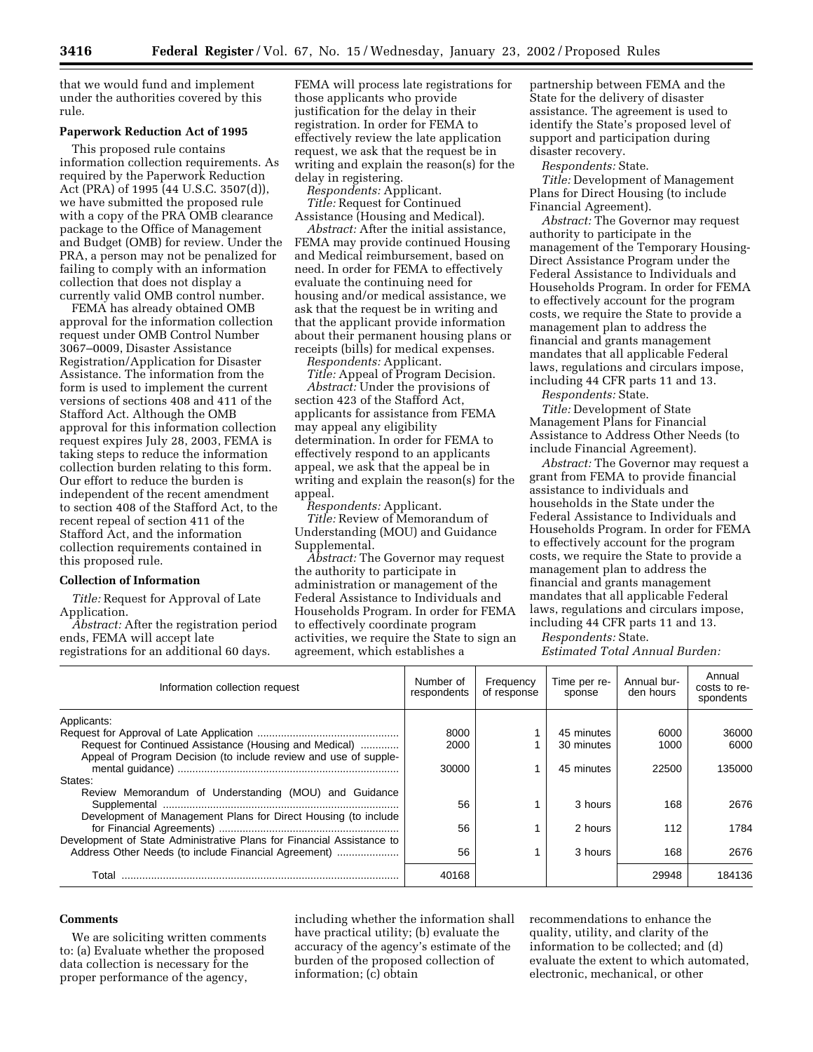that we would fund and implement under the authorities covered by this rule.

**Paperwork Reduction Act of 1995**

This proposed rule contains information collection requirements. As required by the Paperwork Reduction Act (PRA) of 1995 (44 U.S.C. 3507(d)), we have submitted the proposed rule with a copy of the PRA OMB clearance package to the Office of Management and Budget (OMB) for review. Under the PRA, a person may not be penalized for failing to comply with an information collection that does not display a currently valid OMB control number.

FEMA has already obtained OMB approval for the information collection request under OMB Control Number 3067–0009, Disaster Assistance Registration/Application for Disaster Assistance. The information from the form is used to implement the current versions of sections 408 and 411 of the Stafford Act. Although the OMB approval for this information collection request expires July 28, 2003, FEMA is taking steps to reduce the information collection burden relating to this form. Our effort to reduce the burden is independent of the recent amendment to section 408 of the Stafford Act, to the recent repeal of section 411 of the Stafford Act, and the information collection requirements contained in this proposed rule.

**Collection of Information**

*Title:* Request for Approval of Late Application.

*Abstract:* After the registration period ends, FEMA will accept late registrations for an additional 60 days. FEMA will process late registrations for those applicants who provide justification for the delay in their registration. In order for FEMA to effectively review the late application request, we ask that the request be in writing and explain the reason(s) for the delay in registering.

*Respondents:* Applicant.

*Title:* Request for Continued Assistance (Housing and Medical).

*Abstract:* After the initial assistance, FEMA may provide continued Housing and Medical reimbursement, based on need. In order for FEMA to effectively evaluate the continuing need for housing and/or medical assistance, we ask that the request be in writing and that the applicant provide information about their permanent housing plans or receipts (bills) for medical expenses.

*Respondents:* Applicant.

*Title:* Appeal of Program Decision.

*Abstract:* Under the provisions of section 423 of the Stafford Act, applicants for assistance from FEMA may appeal any eligibility determination. In order for FEMA to effectively respond to an applicants appeal, we ask that the appeal be in writing and explain the reason(s) for the appeal.

*Respondents:* Applicant.

*Title:* Review of Memorandum of Understanding (MOU) and Guidance Supplemental.

*Abstract:* The Governor may request the authority to participate in administration or management of the Federal Assistance to Individuals and Households Program. In order for FEMA to effectively coordinate program activities, we require the State to sign an agreement, which establishes a partnership between FEMA and the State for the delivery of disaster assistance. The agreement is used to identify the State's proposed level of support and participation during disaster recovery.

*Respondents:* State.

*Title:* Development of Management Plans for Direct Housing (to include Financial Agreement).

*Abstract:* The Governor may request authority to participate in the management of the Temporary Housing-Direct Assistance Program under the Federal Assistance to Individuals and Households Program. In order for FEMA to effectively account for the program costs, we require the State to provide a management plan to address the financial and grants management mandates that all applicable Federal laws, regulations and circulars impose, including 44 CFR parts 11 and 13.

*Respondents:* State.

*Title:* Development of State Management Plans for Financial Assistance to Address Other Needs (to include Financial Agreement).

*Abstract:* The Governor may request a grant from FEMA to provide financial assistance to individuals and households in the State under the Federal Assistance to Individuals and Households Program. In order for FEMA to effectively account for the program costs, we require the State to provide a management plan to address the financial and grants management mandates that all applicable Federal laws, regulations and circulars impose, including 44 CFR parts 11 and 13.

*Respondents:* State.

*Estimated Total Annual Burden:*

| Information collection request | Number of respondents | Frequency of response | Time per response | Annual burden hours | Annual costs to respondents |
|---|---|---|---|---|---|
| Applicants: | | | | | |
| Request for Approval of Late Application | 8000 | 1 | 45 minutes | 6000 | 36000 |
| Request for Continued Assistance (Housing and Medical) | 2000 | 1 | 30 minutes | 1000 | 6000 |
| Appeal of Program Decision (to include review and use of supplemental guidance) | 30000 | 1 | 45 minutes | 22500 | 135000 |
| States: | | | | | |
| Review Memorandum of Understanding (MOU) and Guidance Supplemental | 56 | 1 | 3 hours | 168 | 2676 |
| Development of Management Plans for Direct Housing (to include for Financial Agreements) | 56 | 1 | 2 hours | 112 | 1784 |
| Development of State Administrative Plans for Financial Assistance to Address Other Needs (to include Financial Agreement) | 56 | 1 | 3 hours | 168 | 2676 |
| Total | 40168 | | | 29948 | 184136 |

**Comments**

We are soliciting written comments to: (a) Evaluate whether the proposed data collection is necessary for the proper performance of the agency, including whether the information shall have practical utility; (b) evaluate the accuracy of the agency's estimate of the burden of the proposed collection of information; (c) obtain recommendations to enhance the quality, utility, and clarity of the information to be collected; and (d) evaluate the extent to which automated, electronic, mechanical, or other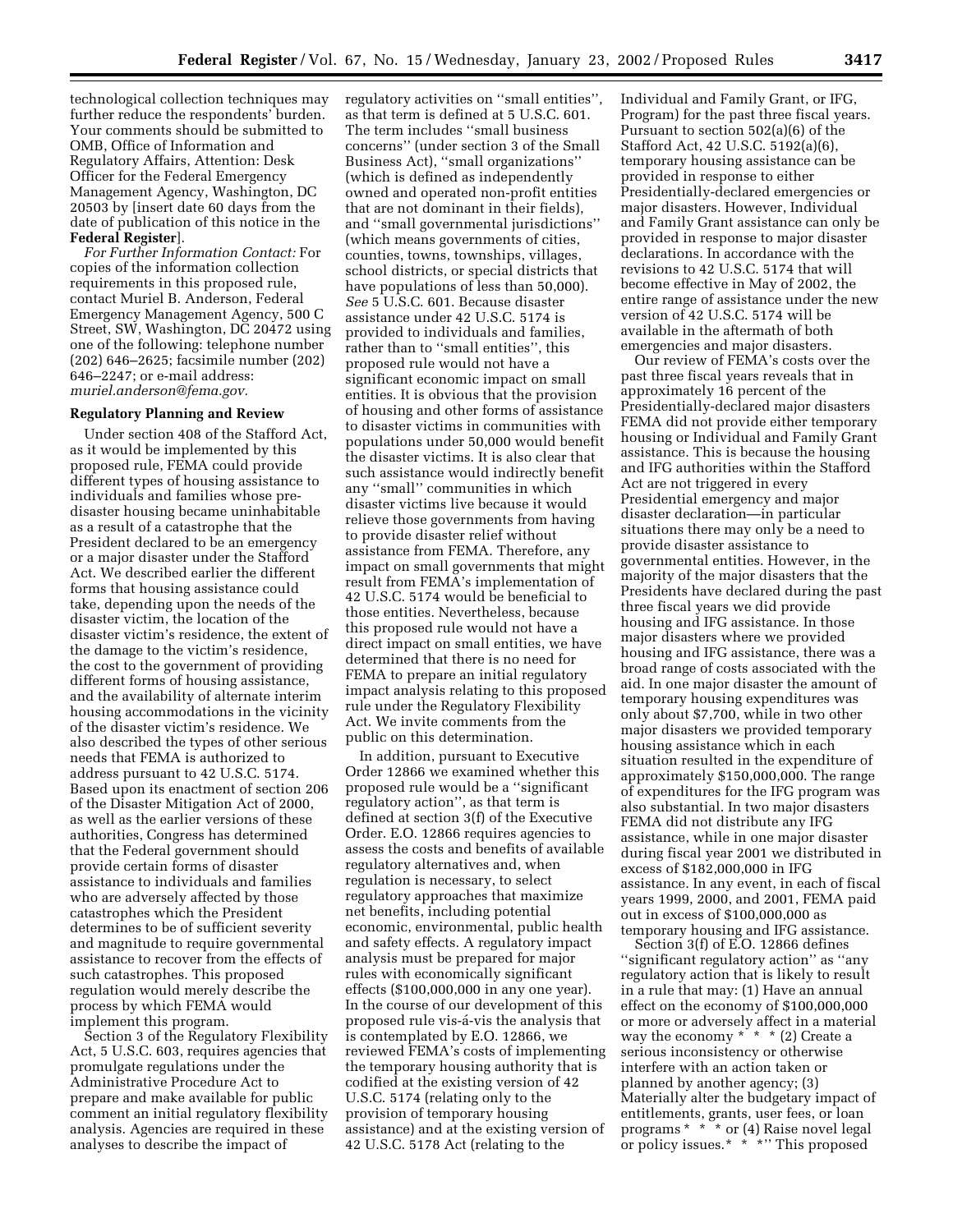technological collection techniques may further reduce the respondents' burden. Your comments should be submitted to OMB, Office of Information and Regulatory Affairs, Attention: Desk Officer for the Federal Emergency Management Agency, Washington, DC 20503 by [insert date 60 days from the date of publication of this notice in the **Federal Register**].

*For Further Information Contact:* For copies of the information collection requirements in this proposed rule, contact Muriel B. Anderson, Federal Emergency Management Agency, 500 C Street, SW, Washington, DC 20472 using one of the following: telephone number (202) 646–2625; facsimile number (202) 646–2247; or e-mail address: *muriel.anderson@fema.gov.*

**Regulatory Planning and Review**

Under section 408 of the Stafford Act, as it would be implemented by this proposed rule, FEMA could provide different types of housing assistance to individuals and families whose pre-disaster housing became uninhabitable as a result of a catastrophe that the President declared to be an emergency or a major disaster under the Stafford Act. We described earlier the different forms that housing assistance could take, depending upon the needs of the disaster victim, the location of the disaster victim's residence, the extent of the damage to the victim's residence, the cost to the government of providing different forms of housing assistance, and the availability of alternate interim housing accommodations in the vicinity of the disaster victim's residence. We also described the types of other serious needs that FEMA is authorized to address pursuant to 42 U.S.C. 5174. Based upon its enactment of section 206 of the Disaster Mitigation Act of 2000, as well as the earlier versions of these authorities, Congress has determined that the Federal government should provide certain forms of disaster assistance to individuals and families who are adversely affected by those catastrophes which the President determines to be of sufficient severity and magnitude to require governmental assistance to recover from the effects of such catastrophes. This proposed regulation would merely describe the process by which FEMA would implement this program.

Section 3 of the Regulatory Flexibility Act, 5 U.S.C. 603, requires agencies that promulgate regulations under the Administrative Procedure Act to prepare and make available for public comment an initial regulatory flexibility analysis. Agencies are required in these analyses to describe the impact of regulatory activities on ''small entities'', as that term is defined at 5 U.S.C. 601. The term includes ''small business concerns'' (under section 3 of the Small Business Act), ''small organizations'' (which is defined as independently owned and operated non-profit entities that are not dominant in their fields), and ''small governmental jurisdictions'' (which means governments of cities, counties, towns, townships, villages, school districts, or special districts that have populations of less than 50,000). *See* 5 U.S.C. 601. Because disaster assistance under 42 U.S.C. 5174 is provided to individuals and families, rather than to ''small entities'', this proposed rule would not have a significant economic impact on small entities. It is obvious that the provision of housing and other forms of assistance to disaster victims in communities with populations under 50,000 would benefit the disaster victims. It is also clear that such assistance would indirectly benefit any ''small'' communities in which disaster victims live because it would relieve those governments from having to provide disaster relief without assistance from FEMA. Therefore, any impact on small governments that might result from FEMA's implementation of 42 U.S.C. 5174 would be beneficial to those entities. Nevertheless, because this proposed rule would not have a direct impact on small entities, we have determined that there is no need for FEMA to prepare an initial regulatory impact analysis relating to this proposed rule under the Regulatory Flexibility Act. We invite comments from the public on this determination.

In addition, pursuant to Executive Order 12866 we examined whether this proposed rule would be a ''significant regulatory action'', as that term is defined at section 3(f) of the Executive Order. E.O. 12866 requires agencies to assess the costs and benefits of available regulatory alternatives and, when regulation is necessary, to select regulatory approaches that maximize net benefits, including potential economic, environmental, public health and safety effects. A regulatory impact analysis must be prepared for major rules with economically significant effects ($100,000,000 in any one year). In the course of our development of this proposed rule vis-á-vis the analysis that is contemplated by E.O. 12866, we reviewed FEMA's costs of implementing the temporary housing authority that is codified at the existing version of 42 U.S.C. 5174 (relating only to the provision of temporary housing assistance) and at the existing version of 42 U.S.C. 5178 Act (relating to the Individual and Family Grant, or IFG, Program) for the past three fiscal years. Pursuant to section 502(a)(6) of the Stafford Act, 42 U.S.C. 5192(a)(6), temporary housing assistance can be provided in response to either Presidentially-declared emergencies or major disasters. However, Individual and Family Grant assistance can only be provided in response to major disaster declarations. In accordance with the revisions to 42 U.S.C. 5174 that will become effective in May of 2002, the entire range of assistance under the new version of 42 U.S.C. 5174 will be available in the aftermath of both emergencies and major disasters.

Our review of FEMA's costs over the past three fiscal years reveals that in approximately 16 percent of the Presidentially-declared major disasters FEMA did not provide either temporary housing or Individual and Family Grant assistance. This is because the housing and IFG authorities within the Stafford Act are not triggered in every Presidential emergency and major disaster declaration—in particular situations there may only be a need to provide disaster assistance to governmental entities. However, in the majority of the major disasters that the Presidents have declared during the past three fiscal years we did provide housing and IFG assistance. In those major disasters where we provided housing and IFG assistance, there was a broad range of costs associated with the aid. In one major disaster the amount of temporary housing expenditures was only about $7,700, while in two other major disasters we provided temporary housing assistance which in each situation resulted in the expenditure of approximately $150,000,000. The range of expenditures for the IFG program was also substantial. In two major disasters FEMA did not distribute any IFG assistance, while in one major disaster during fiscal year 2001 we distributed in excess of $182,000,000 in IFG assistance. In any event, in each of fiscal years 1999, 2000, and 2001, FEMA paid out in excess of $100,000,000 as temporary housing and IFG assistance.

Section 3(f) of E.O. 12866 defines ''significant regulatory action'' as ''any regulatory action that is likely to result in a rule that may: (1) Have an annual effect on the economy of $100,000,000 or more or adversely affect in a material way the economy * * * (2) Create a serious inconsistency or otherwise interfere with an action taken or planned by another agency; (3) Materially alter the budgetary impact of entitlements, grants, user fees, or loan programs * * * or (4) Raise novel legal or policy issues.* * *'' This proposed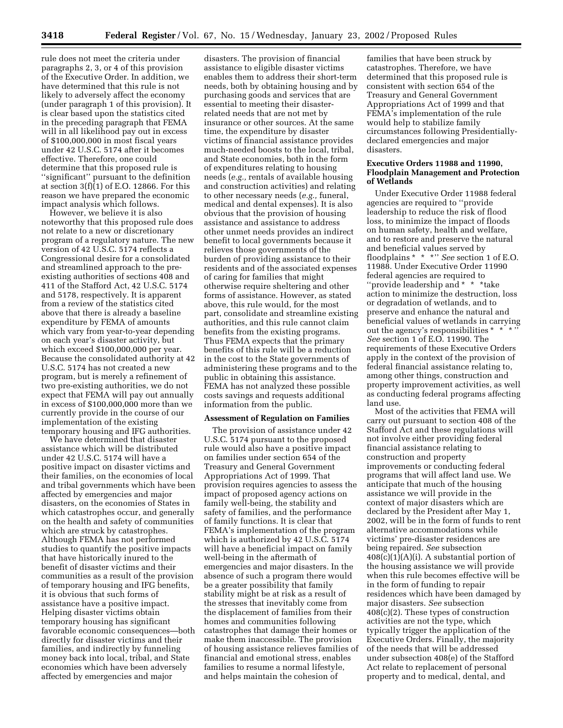rule does not meet the criteria under paragraphs 2, 3, or 4 of this provision of the Executive Order. In addition, we have determined that this rule is not likely to adversely affect the economy (under paragraph 1 of this provision). It is clear based upon the statistics cited in the preceding paragraph that FEMA will in all likelihood pay out in excess of $100,000,000 in most fiscal years under 42 U.S.C. 5174 after it becomes effective. Therefore, one could determine that this proposed rule is ''significant'' pursuant to the definition at section 3(f)(1) of E.O. 12866. For this reason we have prepared the economic impact analysis which follows.

However, we believe it is also noteworthy that this proposed rule does not relate to a new or discretionary program of a regulatory nature. The new version of 42 U.S.C. 5174 reflects a Congressional desire for a consolidated and streamlined approach to the pre-existing authorities of sections 408 and 411 of the Stafford Act, 42 U.S.C. 5174 and 5178, respectively. It is apparent from a review of the statistics cited above that there is already a baseline expenditure by FEMA of amounts which vary from year-to-year depending on each year's disaster activity, but which exceed $100,000,000 per year. Because the consolidated authority at 42 U.S.C. 5174 has not created a new program, but is merely a refinement of two pre-existing authorities, we do not expect that FEMA will pay out annually in excess of $100,000,000 more than we currently provide in the course of our implementation of the existing temporary housing and IFG authorities.

We have determined that disaster assistance which will be distributed under 42 U.S.C. 5174 will have a positive impact on disaster victims and their families, on the economies of local and tribal governments which have been affected by emergencies and major disasters, on the economies of States in which catastrophes occur, and generally on the health and safety of communities which are struck by catastrophes. Although FEMA has not performed studies to quantify the positive impacts that have historically inured to the benefit of disaster victims and their communities as a result of the provision of temporary housing and IFG benefits, it is obvious that such forms of assistance have a positive impact. Helping disaster victims obtain temporary housing has significant favorable economic consequences—both directly for disaster victims and their families, and indirectly by funneling money back into local, tribal, and State economies which have been adversely affected by emergencies and major disasters. The provision of financial assistance to eligible disaster victims enables them to address their short-term needs, both by obtaining housing and by purchasing goods and services that are essential to meeting their disaster-related needs that are not met by insurance or other sources. At the same time, the expenditure by disaster victims of financial assistance provides much-needed boosts to the local, tribal, and State economies, both in the form of expenditures relating to housing needs (*e.g.,* rentals of available housing and construction activities) and relating to other necessary needs (*e.g.,* funeral, medical and dental expenses). It is also obvious that the provision of housing assistance and assistance to address other unmet needs provides an indirect benefit to local governments because it relieves those governments of the burden of providing assistance to their residents and of the associated expenses of caring for families that might otherwise require sheltering and other forms of assistance. However, as stated above, this rule would, for the most part, consolidate and streamline existing authorities, and this rule cannot claim benefits from the existing programs. Thus FEMA expects that the primary benefits of this rule will be a reduction in the cost to the State governments of administering these programs and to the public in obtaining this assistance. FEMA has not analyzed these possible costs savings and requests additional information from the public.

**Assessment of Regulation on Families**

The provision of assistance under 42 U.S.C. 5174 pursuant to the proposed rule would also have a positive impact on families under section 654 of the Treasury and General Government Appropriations Act of 1999. That provision requires agencies to assess the impact of proposed agency actions on family well-being, the stability and safety of families, and the performance of family functions. It is clear that FEMA's implementation of the program which is authorized by 42 U.S.C. 5174 will have a beneficial impact on family well-being in the aftermath of emergencies and major disasters. In the absence of such a program there would be a greater possibility that family stability might be at risk as a result of the stresses that inevitably come from the displacement of families from their homes and communities following catastrophes that damage their homes or make them inaccessible. The provision of housing assistance relieves families of financial and emotional stress, enables families to resume a normal lifestyle, and helps maintain the cohesion of families that have been struck by catastrophes. Therefore, we have determined that this proposed rule is consistent with section 654 of the Treasury and General Government Appropriations Act of 1999 and that FEMA's implementation of the rule would help to stabilize family circumstances following Presidentially-declared emergencies and major disasters.

**Executive Orders 11988 and 11990, Floodplain Management and Protection of Wetlands**

Under Executive Order 11988 federal agencies are required to ''provide leadership to reduce the risk of flood loss, to minimize the impact of floods on human safety, health and welfare, and to restore and preserve the natural and beneficial values served by floodplains * * *'' *See* section 1 of E.O. 11988. Under Executive Order 11990 federal agencies are required to ''provide leadership and * * *take action to minimize the destruction, loss or degradation of wetlands, and to preserve and enhance the natural and beneficial values of wetlands in carrying out the agency's responsibilities * * *'' *See* section 1 of E.O. 11990. The requirements of these Executive Orders apply in the context of the provision of federal financial assistance relating to, among other things, construction and property improvement activities, as well as conducting federal programs affecting land use.

Most of the activities that FEMA will carry out pursuant to section 408 of the Stafford Act and these regulations will not involve either providing federal financial assistance relating to construction and property improvements or conducting federal programs that will affect land use. We anticipate that much of the housing assistance we will provide in the context of major disasters which are declared by the President after May 1, 2002, will be in the form of funds to rent alternative accommodations while victims' pre-disaster residences are being repaired. *See* subsection 408(c)(1)(A)(i). A substantial portion of the housing assistance we will provide when this rule becomes effective will be in the form of funding to repair residences which have been damaged by major disasters. *See* subsection 408(c)(2). These types of construction activities are not the type, which typically trigger the application of the Executive Orders. Finally, the majority of the needs that will be addressed under subsection 408(e) of the Stafford Act relate to replacement of personal property and to medical, dental, and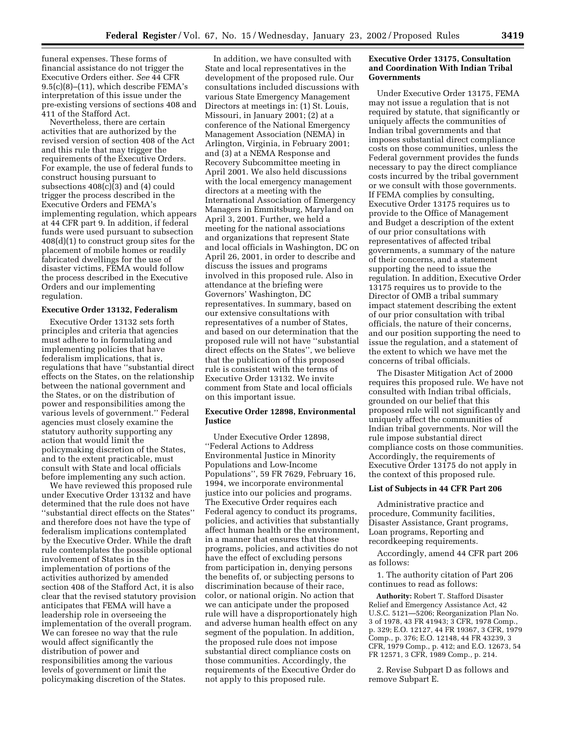funeral expenses. These forms of financial assistance do not trigger the Executive Orders either. *See* 44 CFR 9.5(c)(8)–(11), which describe FEMA's interpretation of this issue under the pre-existing versions of sections 408 and 411 of the Stafford Act.

Nevertheless, there are certain activities that are authorized by the revised version of section 408 of the Act and this rule that may trigger the requirements of the Executive Orders. For example, the use of federal funds to construct housing pursuant to subsections 408(c)(3) and (4) could trigger the process described in the Executive Orders and FEMA's implementing regulation, which appears at 44 CFR part 9. In addition, if federal funds were used pursuant to subsection 408(d)(1) to construct group sites for the placement of mobile homes or readily fabricated dwellings for the use of disaster victims, FEMA would follow the process described in the Executive Orders and our implementing regulation.

**Executive Order 13132, Federalism**

Executive Order 13132 sets forth principles and criteria that agencies must adhere to in formulating and implementing policies that have federalism implications, that is, regulations that have ''substantial direct effects on the States, on the relationship between the national government and the States, or on the distribution of power and responsibilities among the various levels of government.'' Federal agencies must closely examine the statutory authority supporting any action that would limit the policymaking discretion of the States, and to the extent practicable, must consult with State and local officials before implementing any such action.

We have reviewed this proposed rule under Executive Order 13132 and have determined that the rule does not have ''substantial direct effects on the States'' and therefore does not have the type of federalism implications contemplated by the Executive Order. While the draft rule contemplates the possible optional involvement of States in the implementation of portions of the activities authorized by amended section 408 of the Stafford Act, it is also clear that the revised statutory provision anticipates that FEMA will have a leadership role in overseeing the implementation of the overall program. We can foresee no way that the rule would affect significantly the distribution of power and responsibilities among the various levels of government or limit the policymaking discretion of the States.

In addition, we have consulted with State and local representatives in the development of the proposed rule. Our consultations included discussions with various State Emergency Management Directors at meetings in: (1) St. Louis, Missouri, in January 2001; (2) at a conference of the National Emergency Management Association (NEMA) in Arlington, Virginia, in February 2001; and (3) at a NEMA Response and Recovery Subcommittee meeting in April 2001. We also held discussions with the local emergency management directors at a meeting with the International Association of Emergency Managers in Emmitsburg, Maryland on April 3, 2001. Further, we held a meeting for the national associations and organizations that represent State and local officials in Washington, DC on April 26, 2001, in order to describe and discuss the issues and programs involved in this proposed rule. Also in attendance at the briefing were Governors' Washington, DC representatives. In summary, based on our extensive consultations with representatives of a number of States, and based on our determination that the proposed rule will not have ''substantial direct effects on the States'', we believe that the publication of this proposed rule is consistent with the terms of Executive Order 13132. We invite comment from State and local officials on this important issue.

**Executive Order 12898, Environmental Justice**

Under Executive Order 12898, ''Federal Actions to Address Environmental Justice in Minority Populations and Low-Income Populations'', 59 FR 7629, February 16, 1994, we incorporate environmental justice into our policies and programs. The Executive Order requires each Federal agency to conduct its programs, policies, and activities that substantially affect human health or the environment, in a manner that ensures that those programs, policies, and activities do not have the effect of excluding persons from participation in, denying persons the benefits of, or subjecting persons to discrimination because of their race, color, or national origin. No action that we can anticipate under the proposed rule will have a disproportionately high and adverse human health effect on any segment of the population. In addition, the proposed rule does not impose substantial direct compliance costs on those communities. Accordingly, the requirements of the Executive Order do not apply to this proposed rule.

**Executive Order 13175, Consultation and Coordination With Indian Tribal Governments**

Under Executive Order 13175, FEMA may not issue a regulation that is not required by statute, that significantly or uniquely affects the communities of Indian tribal governments and that imposes substantial direct compliance costs on those communities, unless the Federal government provides the funds necessary to pay the direct compliance costs incurred by the tribal government or we consult with those governments. If FEMA complies by consulting, Executive Order 13175 requires us to provide to the Office of Management and Budget a description of the extent of our prior consultations with representatives of affected tribal governments, a summary of the nature of their concerns, and a statement supporting the need to issue the regulation. In addition, Executive Order 13175 requires us to provide to the Director of OMB a tribal summary impact statement describing the extent of our prior consultation with tribal officials, the nature of their concerns, and our position supporting the need to issue the regulation, and a statement of the extent to which we have met the concerns of tribal officials.

The Disaster Mitigation Act of 2000 requires this proposed rule. We have not consulted with Indian tribal officials, grounded on our belief that this proposed rule will not significantly and uniquely affect the communities of Indian tribal governments. Nor will the rule impose substantial direct compliance costs on those communities. Accordingly, the requirements of Executive Order 13175 do not apply in the context of this proposed rule.

**List of Subjects in 44 CFR Part 206**

Administrative practice and procedure, Community facilities, Disaster Assistance, Grant programs, Loan programs, Reporting and recordkeeping requirements.

Accordingly, amend 44 CFR part 206 as follows:

1. The authority citation of Part 206 continues to read as follows:

**Authority:** Robert T. Stafford Disaster Relief and Emergency Assistance Act, 42 U.S.C. 5121—5206; Reorganization Plan No. 3 of 1978, 43 FR 41943; 3 CFR, 1978 Comp., p. 329; E.O. 12127, 44 FR 19367, 3 CFR, 1979 Comp., p. 376; E.O. 12148, 44 FR 43239, 3 CFR, 1979 Comp., p. 412; and E.O. 12673, 54 FR 12571, 3 CFR, 1989 Comp., p. 214.

2. Revise Subpart D as follows and remove Subpart E.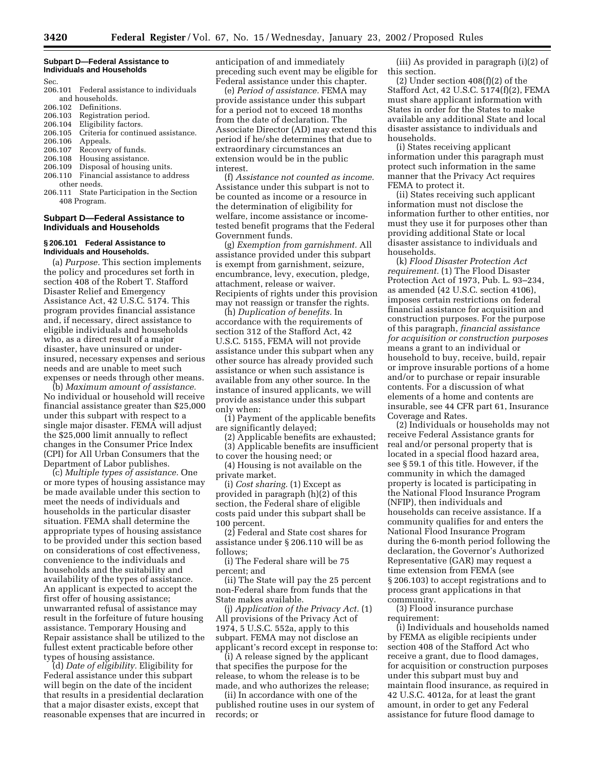#### Subpart D—Federal Assistance to Individuals and Households

Sec.
206.101 Federal assistance to individuals and households.
206.102 Definitions.
206.103 Registration period.
206.104 Eligibility factors.
206.105 Criteria for continued assistance.
206.106 Appeals.
206.107 Recovery of funds.
206.108 Housing assistance.
206.109 Disposal of housing units.
206.110 Financial assistance to address other needs.
206.111 State Participation in the Section 408 Program.

#### Subpart D—Federal Assistance to Individuals and Households

**§ 206.101 Federal Assistance to Individuals and Households.**

(a) *Purpose.* This section implements the policy and procedures set forth in section 408 of the Robert T. Stafford Disaster Relief and Emergency Assistance Act, 42 U.S.C. 5174. This program provides financial assistance and, if necessary, direct assistance to eligible individuals and households who, as a direct result of a major disaster, have uninsured or under-insured, necessary expenses and serious needs and are unable to meet such expenses or needs through other means.

(b) *Maximum amount of assistance.* No individual or household will receive financial assistance greater than $25,000 under this subpart with respect to a single major disaster. FEMA will adjust the $25,000 limit annually to reflect changes in the Consumer Price Index (CPI) for All Urban Consumers that the Department of Labor publishes.

(c) *Multiple types of assistance.* One or more types of housing assistance may be made available under this section to meet the needs of individuals and households in the particular disaster situation. FEMA shall determine the appropriate types of housing assistance to be provided under this section based on considerations of cost effectiveness, convenience to the individuals and households and the suitability and availability of the types of assistance. An applicant is expected to accept the first offer of housing assistance; unwarranted refusal of assistance may result in the forfeiture of future housing assistance. Temporary Housing and Repair assistance shall be utilized to the fullest extent practicable before other types of housing assistance.

(d) *Date of eligibility.* Eligibility for Federal assistance under this subpart will begin on the date of the incident that results in a presidential declaration that a major disaster exists, except that reasonable expenses that are incurred in anticipation of and immediately preceding such event may be eligible for Federal assistance under this chapter.

(e) *Period of assistance.* FEMA may provide assistance under this subpart for a period not to exceed 18 months from the date of declaration. The Associate Director (AD) may extend this period if he/she determines that due to extraordinary circumstances an extension would be in the public interest.

(f) *Assistance not counted as income.* Assistance under this subpart is not to be counted as income or a resource in the determination of eligibility for welfare, income assistance or income-tested benefit programs that the Federal Government funds.

(g) *Exemption from garnishment.* All assistance provided under this subpart is exempt from garnishment, seizure, encumbrance, levy, execution, pledge, attachment, release or waiver. Recipients of rights under this provision may not reassign or transfer the rights.

(h) *Duplication of benefits.* In accordance with the requirements of section 312 of the Stafford Act, 42 U.S.C. 5155, FEMA will not provide assistance under this subpart when any other source has already provided such assistance or when such assistance is available from any other source. In the instance of insured applicants, we will provide assistance under this subpart only when:

(1) Payment of the applicable benefits are significantly delayed;

(2) Applicable benefits are exhausted;

(3) Applicable benefits are insufficient to cover the housing need; or

(4) Housing is not available on the private market.

(i) *Cost sharing.* (1) Except as provided in paragraph (h)(2) of this section, the Federal share of eligible costs paid under this subpart shall be 100 percent.

(2) Federal and State cost shares for assistance under § 206.110 will be as follows;

(i) The Federal share will be 75 percent; and

(ii) The State will pay the 25 percent non-Federal share from funds that the State makes available.

(j) *Application of the Privacy Act.* (1) All provisions of the Privacy Act of 1974, 5 U.S.C. 552a, apply to this subpart. FEMA may not disclose an applicant's record except in response to:

(i) A release signed by the applicant that specifies the purpose for the release, to whom the release is to be made, and who authorizes the release;

(ii) In accordance with one of the published routine uses in our system of records; or

(iii) As provided in paragraph (i)(2) of this section.

(2) Under section 408(f)(2) of the Stafford Act, 42 U.S.C. 5174(f)(2), FEMA must share applicant information with States in order for the States to make available any additional State and local disaster assistance to individuals and households.

(i) States receiving applicant information under this paragraph must protect such information in the same manner that the Privacy Act requires FEMA to protect it.

(ii) States receiving such applicant information must not disclose the information further to other entities, nor must they use it for purposes other than providing additional State or local disaster assistance to individuals and households.

(k) *Flood Disaster Protection Act requirement.* (1) The Flood Disaster Protection Act of 1973, Pub. L. 93–234, as amended (42 U.S.C. section 4106), imposes certain restrictions on federal financial assistance for acquisition and construction purposes. For the purpose of this paragraph, *financial assistance for acquisition or construction purposes* means a grant to an individual or household to buy, receive, build, repair or improve insurable portions of a home and/or to purchase or repair insurable contents. For a discussion of what elements of a home and contents are insurable, see 44 CFR part 61, Insurance Coverage and Rates.

(2) Individuals or households may not receive Federal Assistance grants for real and/or personal property that is located in a special flood hazard area, see § 59.1 of this title. However, if the community in which the damaged property is located is participating in the National Flood Insurance Program (NFIP), then individuals and households can receive assistance. If a community qualifies for and enters the National Flood Insurance Program during the 6-month period following the declaration, the Governor's Authorized Representative (GAR) may request a time extension from FEMA (see § 206.103) to accept registrations and to process grant applications in that community.

(3) Flood insurance purchase requirement:

(i) Individuals and households named by FEMA as eligible recipients under section 408 of the Stafford Act who receive a grant, due to flood damages, for acquisition or construction purposes under this subpart must buy and maintain flood insurance, as required in 42 U.S.C. 4012a, for at least the grant amount, in order to get any Federal assistance for future flood damage to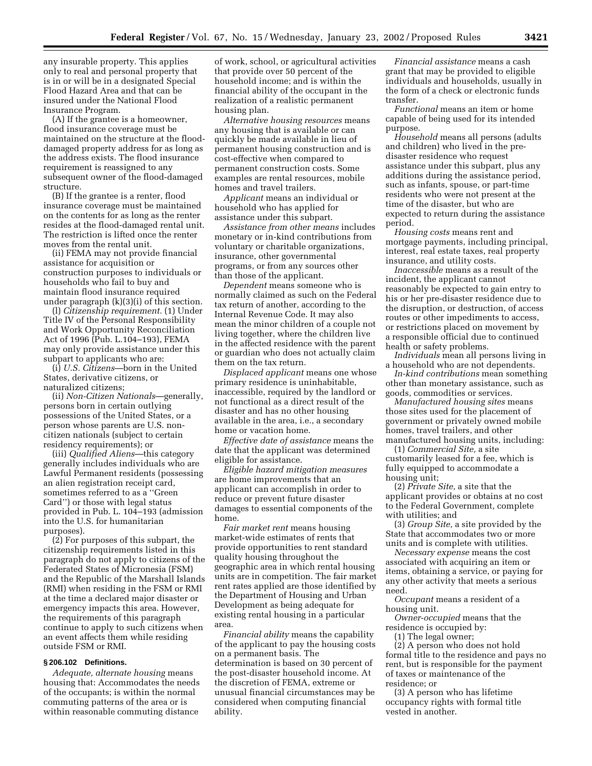any insurable property. This applies only to real and personal property that is in or will be in a designated Special Flood Hazard Area and that can be insured under the National Flood Insurance Program.

(A) If the grantee is a homeowner, flood insurance coverage must be maintained on the structure at the flood-damaged property address for as long as the address exists. The flood insurance requirement is reassigned to any subsequent owner of the flood-damaged structure.

(B) If the grantee is a renter, flood insurance coverage must be maintained on the contents for as long as the renter resides at the flood-damaged rental unit. The restriction is lifted once the renter moves from the rental unit.

(ii) FEMA may not provide financial assistance for acquisition or construction purposes to individuals or households who fail to buy and maintain flood insurance required under paragraph (k)(3)(i) of this section.

(l) *Citizenship requirement.* (1) Under Title IV of the Personal Responsibility and Work Opportunity Reconciliation Act of 1996 (Pub. L.104–193), FEMA may only provide assistance under this subpart to applicants who are:

(i) *U.S. Citizens*—born in the United States, derivative citizens, or naturalized citizens;

(ii) *Non-Citizen Nationals*—generally, persons born in certain outlying possessions of the United States, or a person whose parents are U.S. non-citizen nationals (subject to certain residency requirements); or

(iii) *Qualified Aliens*—this category generally includes individuals who are Lawful Permanent residents (possessing an alien registration receipt card, sometimes referred to as a ''Green Card'') or those with legal status provided in Pub. L. 104–193 (admission into the U.S. for humanitarian purposes).

(2) For purposes of this subpart, the citizenship requirements listed in this paragraph do not apply to citizens of the Federated States of Micronesia (FSM) and the Republic of the Marshall Islands (RMI) when residing in the FSM or RMI at the time a declared major disaster or emergency impacts this area. However, the requirements of this paragraph continue to apply to such citizens when an event affects them while residing outside FSM or RMI.

### § 206.102 Definitions.

*Adequate, alternate housing* means housing that: Accommodates the needs of the occupants; is within the normal commuting patterns of the area or is within reasonable commuting distance of work, school, or agricultural activities that provide over 50 percent of the household income; and is within the financial ability of the occupant in the realization of a realistic permanent housing plan.

*Alternative housing resources* means any housing that is available or can quickly be made available in lieu of permanent housing construction and is cost-effective when compared to permanent construction costs. Some examples are rental resources, mobile homes and travel trailers.

*Applicant* means an individual or household who has applied for assistance under this subpart.

*Assistance from other means* includes monetary or in-kind contributions from voluntary or charitable organizations, insurance, other governmental programs, or from any sources other than those of the applicant.

*Dependent* means someone who is normally claimed as such on the Federal tax return of another, according to the Internal Revenue Code. It may also mean the minor children of a couple not living together, where the children live in the affected residence with the parent or guardian who does not actually claim them on the tax return.

*Displaced applicant* means one whose primary residence is uninhabitable, inaccessible, required by the landlord or not functional as a direct result of the disaster and has no other housing available in the area, i.e., a secondary home or vacation home.

*Effective date of assistance* means the date that the applicant was determined eligible for assistance.

*Eligible hazard mitigation measures* are home improvements that an applicant can accomplish in order to reduce or prevent future disaster damages to essential components of the home.

*Fair market rent* means housing market-wide estimates of rents that provide opportunities to rent standard quality housing throughout the geographic area in which rental housing units are in competition. The fair market rent rates applied are those identified by the Department of Housing and Urban Development as being adequate for existing rental housing in a particular area.

*Financial ability* means the capability of the applicant to pay the housing costs on a permanent basis. The determination is based on 30 percent of the post-disaster household income. At the discretion of FEMA, extreme or unusual financial circumstances may be considered when computing financial ability.

*Financial assistance* means a cash grant that may be provided to eligible individuals and households, usually in the form of a check or electronic funds transfer.

*Functional* means an item or home capable of being used for its intended purpose.

*Household* means all persons (adults and children) who lived in the pre-disaster residence who request assistance under this subpart, plus any additions during the assistance period, such as infants, spouse, or part-time residents who were not present at the time of the disaster, but who are expected to return during the assistance period.

*Housing costs* means rent and mortgage payments, including principal, interest, real estate taxes, real property insurance, and utility costs.

*Inaccessible* means as a result of the incident, the applicant cannot reasonably be expected to gain entry to his or her pre-disaster residence due to the disruption, or destruction, of access routes or other impediments to access, or restrictions placed on movement by a responsible official due to continued health or safety problems.

*Individuals* mean all persons living in a household who are not dependents.

*In-kind contributions* mean something other than monetary assistance, such as goods, commodities or services.

*Manufactured housing sites* means those sites used for the placement of government or privately owned mobile homes, travel trailers, and other manufactured housing units, including:

(1) *Commercial Site,* a site customarily leased for a fee, which is fully equipped to accommodate a housing unit;

(2) *Private Site,* a site that the applicant provides or obtains at no cost to the Federal Government, complete with utilities; and

(3) *Group Site,* a site provided by the State that accommodates two or more units and is complete with utilities.

*Necessary expense* means the cost associated with acquiring an item or items, obtaining a service, or paying for any other activity that meets a serious need.

*Occupant* means a resident of a housing unit.

*Owner-occupied* means that the residence is occupied by:

(1) The legal owner;

(2) A person who does not hold formal title to the residence and pays no rent, but is responsible for the payment of taxes or maintenance of the residence; or

(3) A person who has lifetime occupancy rights with formal title vested in another.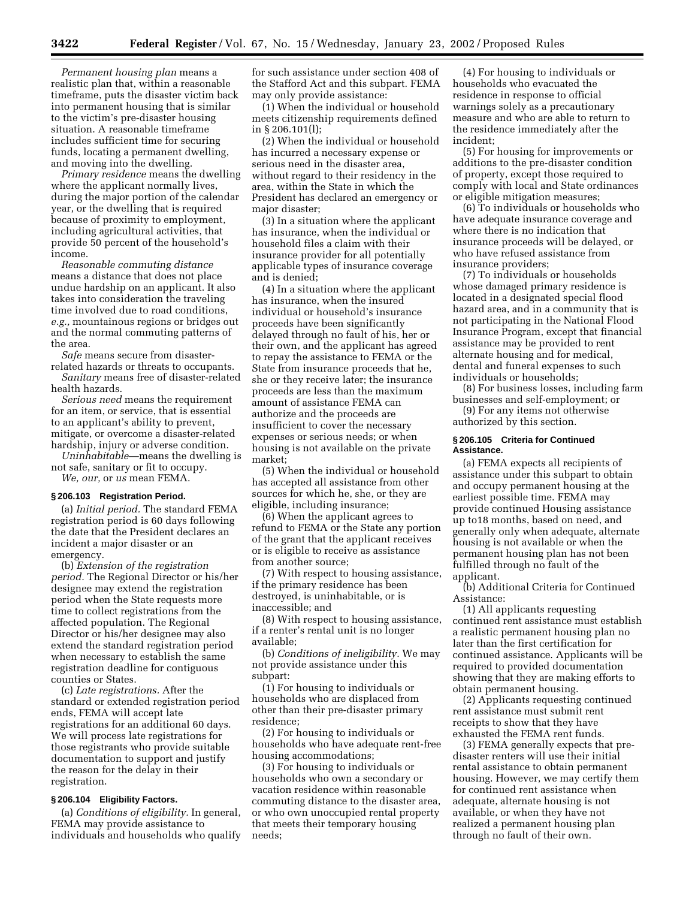*Permanent housing plan* means a realistic plan that, within a reasonable timeframe, puts the disaster victim back into permanent housing that is similar to the victim's pre-disaster housing situation. A reasonable timeframe includes sufficient time for securing funds, locating a permanent dwelling, and moving into the dwelling.

*Primary residence* means the dwelling where the applicant normally lives, during the major portion of the calendar year, or the dwelling that is required because of proximity to employment, including agricultural activities, that provide 50 percent of the household's income.

*Reasonable commuting distance* means a distance that does not place undue hardship on an applicant. It also takes into consideration the traveling time involved due to road conditions, *e.g.,* mountainous regions or bridges out and the normal commuting patterns of the area.

*Safe* means secure from disaster-related hazards or threats to occupants.

*Sanitary* means free of disaster-related health hazards.

*Serious need* means the requirement for an item, or service, that is essential to an applicant's ability to prevent, mitigate, or overcome a disaster-related hardship, injury or adverse condition.

*Uninhabitable*—means the dwelling is not safe, sanitary or fit to occupy.

*We, our,* or *us* mean FEMA.

### § 206.103 Registration Period.

(a) *Initial period.* The standard FEMA registration period is 60 days following the date that the President declares an incident a major disaster or an emergency.

(b) *Extension of the registration period.* The Regional Director or his/her designee may extend the registration period when the State requests more time to collect registrations from the affected population. The Regional Director or his/her designee may also extend the standard registration period when necessary to establish the same registration deadline for contiguous counties or States.

(c) *Late registrations.* After the standard or extended registration period ends, FEMA will accept late registrations for an additional 60 days. We will process late registrations for those registrants who provide suitable documentation to support and justify the reason for the delay in their registration.

### § 206.104 Eligibility Factors.

(a) *Conditions of eligibility.* In general, FEMA may provide assistance to individuals and households who qualify for such assistance under section 408 of the Stafford Act and this subpart. FEMA may only provide assistance:

(1) When the individual or household meets citizenship requirements defined in § 206.101(l);

(2) When the individual or household has incurred a necessary expense or serious need in the disaster area, without regard to their residency in the area, within the State in which the President has declared an emergency or major disaster;

(3) In a situation where the applicant has insurance, when the individual or household files a claim with their insurance provider for all potentially applicable types of insurance coverage and is denied;

(4) In a situation where the applicant has insurance, when the insured individual or household's insurance proceeds have been significantly delayed through no fault of his, her or their own, and the applicant has agreed to repay the assistance to FEMA or the State from insurance proceeds that he, she or they receive later; the insurance proceeds are less than the maximum amount of assistance FEMA can authorize and the proceeds are insufficient to cover the necessary expenses or serious needs; or when housing is not available on the private market;

(5) When the individual or household has accepted all assistance from other sources for which he, she, or they are eligible, including insurance;

(6) When the applicant agrees to refund to FEMA or the State any portion of the grant that the applicant receives or is eligible to receive as assistance from another source;

(7) With respect to housing assistance, if the primary residence has been destroyed, is uninhabitable, or is inaccessible; and

(8) With respect to housing assistance, if a renter's rental unit is no longer available;

(b) *Conditions of ineligibility.* We may not provide assistance under this subpart:

(1) For housing to individuals or households who are displaced from other than their pre-disaster primary residence;

(2) For housing to individuals or households who have adequate rent-free housing accommodations;

(3) For housing to individuals or households who own a secondary or vacation residence within reasonable commuting distance to the disaster area, or who own unoccupied rental property that meets their temporary housing needs;

(4) For housing to individuals or households who evacuated the residence in response to official warnings solely as a precautionary measure and who are able to return to the residence immediately after the incident;

(5) For housing for improvements or additions to the pre-disaster condition of property, except those required to comply with local and State ordinances or eligible mitigation measures;

(6) To individuals or households who have adequate insurance coverage and where there is no indication that insurance proceeds will be delayed, or who have refused assistance from insurance providers;

(7) To individuals or households whose damaged primary residence is located in a designated special flood hazard area, and in a community that is not participating in the National Flood Insurance Program, except that financial assistance may be provided to rent alternate housing and for medical, dental and funeral expenses to such individuals or households;

(8) For business losses, including farm businesses and self-employment; or

(9) For any items not otherwise authorized by this section.

### § 206.105 Criteria for Continued Assistance.

(a) FEMA expects all recipients of assistance under this subpart to obtain and occupy permanent housing at the earliest possible time. FEMA may provide continued Housing assistance up to18 months, based on need, and generally only when adequate, alternate housing is not available or when the permanent housing plan has not been fulfilled through no fault of the applicant.

(b) Additional Criteria for Continued Assistance:

(1) All applicants requesting continued rent assistance must establish a realistic permanent housing plan no later than the first certification for continued assistance. Applicants will be required to provided documentation showing that they are making efforts to obtain permanent housing.

(2) Applicants requesting continued rent assistance must submit rent receipts to show that they have exhausted the FEMA rent funds.

(3) FEMA generally expects that pre-disaster renters will use their initial rental assistance to obtain permanent housing. However, we may certify them for continued rent assistance when adequate, alternate housing is not available, or when they have not realized a permanent housing plan through no fault of their own.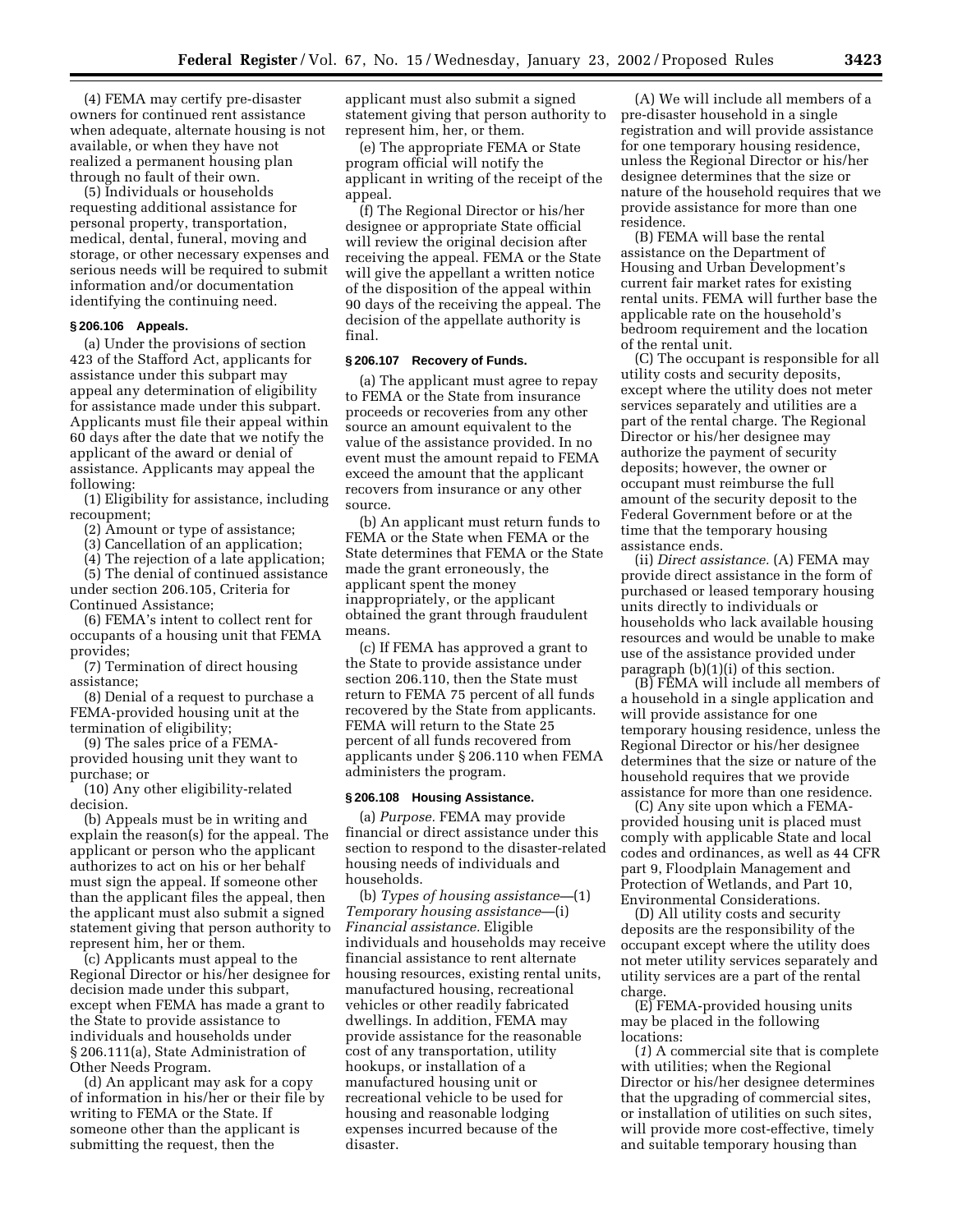(4) FEMA may certify pre-disaster owners for continued rent assistance when adequate, alternate housing is not available, or when they have not realized a permanent housing plan through no fault of their own.

(5) Individuals or households requesting additional assistance for personal property, transportation, medical, dental, funeral, moving and storage, or other necessary expenses and serious needs will be required to submit information and/or documentation identifying the continuing need.

### § 206.106 Appeals.

(a) Under the provisions of section 423 of the Stafford Act, applicants for assistance under this subpart may appeal any determination of eligibility for assistance made under this subpart. Applicants must file their appeal within 60 days after the date that we notify the applicant of the award or denial of assistance. Applicants may appeal the following:

(1) Eligibility for assistance, including recoupment;

(2) Amount or type of assistance;

(3) Cancellation of an application;

(4) The rejection of a late application;

(5) The denial of continued assistance under section 206.105, Criteria for Continued Assistance;

(6) FEMA's intent to collect rent for occupants of a housing unit that FEMA provides;

(7) Termination of direct housing assistance;

(8) Denial of a request to purchase a FEMA-provided housing unit at the termination of eligibility;

(9) The sales price of a FEMA-provided housing unit they want to purchase; or

(10) Any other eligibility-related decision.

(b) Appeals must be in writing and explain the reason(s) for the appeal. The applicant or person who the applicant authorizes to act on his or her behalf must sign the appeal. If someone other than the applicant files the appeal, then the applicant must also submit a signed statement giving that person authority to represent him, her or them.

(c) Applicants must appeal to the Regional Director or his/her designee for decision made under this subpart, except when FEMA has made a grant to the State to provide assistance to individuals and households under § 206.111(a), State Administration of Other Needs Program.

(d) An applicant may ask for a copy of information in his/her or their file by writing to FEMA or the State. If someone other than the applicant is submitting the request, then the applicant must also submit a signed statement giving that person authority to represent him, her, or them.

(e) The appropriate FEMA or State program official will notify the applicant in writing of the receipt of the appeal.

(f) The Regional Director or his/her designee or appropriate State official will review the original decision after receiving the appeal. FEMA or the State will give the appellant a written notice of the disposition of the appeal within 90 days of the receiving the appeal. The decision of the appellate authority is final.

### § 206.107 Recovery of Funds.

(a) The applicant must agree to repay to FEMA or the State from insurance proceeds or recoveries from any other source an amount equivalent to the value of the assistance provided. In no event must the amount repaid to FEMA exceed the amount that the applicant recovers from insurance or any other source.

(b) An applicant must return funds to FEMA or the State when FEMA or the State determines that FEMA or the State made the grant erroneously, the applicant spent the money inappropriately, or the applicant obtained the grant through fraudulent means.

(c) If FEMA has approved a grant to the State to provide assistance under section 206.110, then the State must return to FEMA 75 percent of all funds recovered by the State from applicants. FEMA will return to the State 25 percent of all funds recovered from applicants under § 206.110 when FEMA administers the program.

### § 206.108 Housing Assistance.

(a) *Purpose.* FEMA may provide financial or direct assistance under this section to respond to the disaster-related housing needs of individuals and households.

(b) *Types of housing assistance*—(1) *Temporary housing assistance*—(i) *Financial assistance.* Eligible individuals and households may receive financial assistance to rent alternate housing resources, existing rental units, manufactured housing, recreational vehicles or other readily fabricated dwellings. In addition, FEMA may provide assistance for the reasonable cost of any transportation, utility hookups, or installation of a manufactured housing unit or recreational vehicle to be used for housing and reasonable lodging expenses incurred because of the disaster.

(A) We will include all members of a pre-disaster household in a single registration and will provide assistance for one temporary housing residence, unless the Regional Director or his/her designee determines that the size or nature of the household requires that we provide assistance for more than one residence.

(B) FEMA will base the rental assistance on the Department of Housing and Urban Development's current fair market rates for existing rental units. FEMA will further base the applicable rate on the household's bedroom requirement and the location of the rental unit.

(C) The occupant is responsible for all utility costs and security deposits, except where the utility does not meter services separately and utilities are a part of the rental charge. The Regional Director or his/her designee may authorize the payment of security deposits; however, the owner or occupant must reimburse the full amount of the security deposit to the Federal Government before or at the time that the temporary housing assistance ends.

(ii) *Direct assistance.* (A) FEMA may provide direct assistance in the form of purchased or leased temporary housing units directly to individuals or households who lack available housing resources and would be unable to make use of the assistance provided under paragraph (b)(1)(i) of this section.

(B) FEMA will include all members of a household in a single application and will provide assistance for one temporary housing residence, unless the Regional Director or his/her designee determines that the size or nature of the household requires that we provide assistance for more than one residence.

(C) Any site upon which a FEMA-provided housing unit is placed must comply with applicable State and local codes and ordinances, as well as 44 CFR part 9, Floodplain Management and Protection of Wetlands, and Part 10, Environmental Considerations.

(D) All utility costs and security deposits are the responsibility of the occupant except where the utility does not meter utility services separately and utility services are a part of the rental charge.

(E) FEMA-provided housing units may be placed in the following locations:

(*1*) A commercial site that is complete with utilities; when the Regional Director or his/her designee determines that the upgrading of commercial sites, or installation of utilities on such sites, will provide more cost-effective, timely and suitable temporary housing than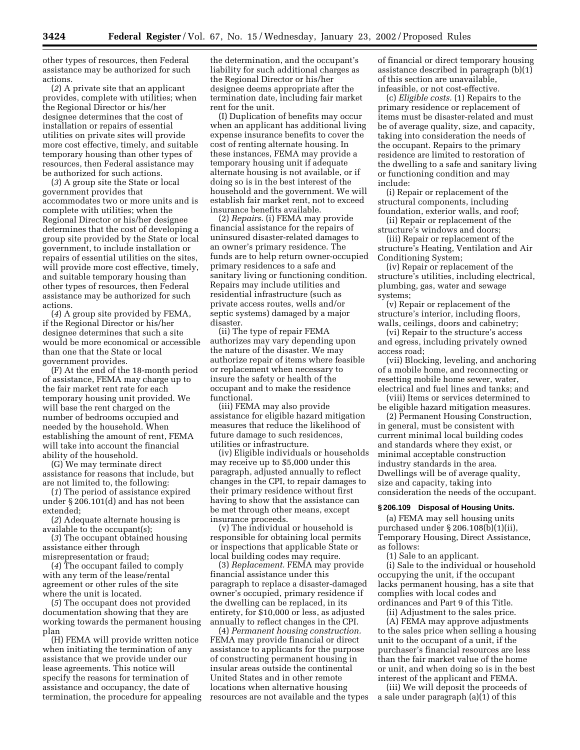other types of resources, then Federal assistance may be authorized for such actions.

(*2*) A private site that an applicant provides, complete with utilities; when the Regional Director or his/her designee determines that the cost of installation or repairs of essential utilities on private sites will provide more cost effective, timely, and suitable temporary housing than other types of resources, then Federal assistance may be authorized for such actions.

(*3*) A group site the State or local government provides that accommodates two or more units and is complete with utilities; when the Regional Director or his/her designee determines that the cost of developing a group site provided by the State or local government, to include installation or repairs of essential utilities on the sites, will provide more cost effective, timely, and suitable temporary housing than other types of resources, then Federal assistance may be authorized for such actions.

(*4*) A group site provided by FEMA, if the Regional Director or his/her designee determines that such a site would be more economical or accessible than one that the State or local government provides.

(F) At the end of the 18-month period of assistance, FEMA may charge up to the fair market rent rate for each temporary housing unit provided. We will base the rent charged on the number of bedrooms occupied and needed by the household. When establishing the amount of rent, FEMA will take into account the financial ability of the household.

(G) We may terminate direct assistance for reasons that include, but are not limited to, the following:

(*1*) The period of assistance expired under § 206.101(d) and has not been extended;

(*2*) Adequate alternate housing is available to the occupant(s);

(*3*) The occupant obtained housing assistance either through misrepresentation or fraud;

(*4*) The occupant failed to comply with any term of the lease/rental agreement or other rules of the site where the unit is located.

(*5*) The occupant does not provided documentation showing that they are working towards the permanent housing plan

(H) FEMA will provide written notice when initiating the termination of any assistance that we provide under our lease agreements. This notice will specify the reasons for termination of assistance and occupancy, the date of termination, the procedure for appealing the determination, and the occupant's liability for such additional charges as the Regional Director or his/her designee deems appropriate after the termination date, including fair market rent for the unit.

(I) Duplication of benefits may occur when an applicant has additional living expense insurance benefits to cover the cost of renting alternate housing. In these instances, FEMA may provide a temporary housing unit if adequate alternate housing is not available, or if doing so is in the best interest of the household and the government. We will establish fair market rent, not to exceed insurance benefits available.

(2) *Repairs*. (i) FEMA may provide financial assistance for the repairs of uninsured disaster-related damages to an owner's primary residence. The funds are to help return owner-occupied primary residences to a safe and sanitary living or functioning condition. Repairs may include utilities and residential infrastructure (such as private access routes, wells and/or septic systems) damaged by a major disaster.

(ii) The type of repair FEMA authorizes may vary depending upon the nature of the disaster. We may authorize repair of items where feasible or replacement when necessary to insure the safety or health of the occupant and to make the residence functional.

(iii) FEMA may also provide assistance for eligible hazard mitigation measures that reduce the likelihood of future damage to such residences, utilities or infrastructure.

(iv) Eligible individuals or households may receive up to $5,000 under this paragraph, adjusted annually to reflect changes in the CPI, to repair damages to their primary residence without first having to show that the assistance can be met through other means, except insurance proceeds.

(v) The individual or household is responsible for obtaining local permits or inspections that applicable State or local building codes may require.

(3) *Replacement.* FEMA may provide financial assistance under this paragraph to replace a disaster-damaged owner's occupied, primary residence if the dwelling can be replaced, in its entirety, for $10,000 or less, as adjusted annually to reflect changes in the CPI.

(4) *Permanent housing construction.* FEMA may provide financial or direct assistance to applicants for the purpose of constructing permanent housing in insular areas outside the continental United States and in other remote locations when alternative housing resources are not available and the types of financial or direct temporary housing assistance described in paragraph (b)(1) of this section are unavailable, infeasible, or not cost-effective.

(c) *Eligible costs.* (1) Repairs to the primary residence or replacement of items must be disaster-related and must be of average quality, size, and capacity, taking into consideration the needs of the occupant. Repairs to the primary residence are limited to restoration of the dwelling to a safe and sanitary living or functioning condition and may include:

(i) Repair or replacement of the structural components, including foundation, exterior walls, and roof;

(ii) Repair or replacement of the structure's windows and doors;

(iii) Repair or replacement of the structure's Heating, Ventilation and Air Conditioning System;

(iv) Repair or replacement of the structure's utilities, including electrical, plumbing, gas, water and sewage systems;

(v) Repair or replacement of the structure's interior, including floors, walls, ceilings, doors and cabinetry;

(vi) Repair to the structure's access and egress, including privately owned access road;

(vii) Blocking, leveling, and anchoring of a mobile home, and reconnecting or resetting mobile home sewer, water, electrical and fuel lines and tanks; and

(viii) Items or services determined to be eligible hazard mitigation measures.

(2) Permanent Housing Construction, in general, must be consistent with current minimal local building codes and standards where they exist, or minimal acceptable construction industry standards in the area. Dwellings will be of average quality, size and capacity, taking into consideration the needs of the occupant.

### § 206.109 Disposal of Housing Units.

(a) FEMA may sell housing units purchased under § 206.108(b)(1)(ii), Temporary Housing, Direct Assistance, as follows:

(1) Sale to an applicant.

(i) Sale to the individual or household occupying the unit, if the occupant lacks permanent housing, has a site that complies with local codes and ordinances and Part 9 of this Title.

(ii) Adjustment to the sales price.

(A) FEMA may approve adjustments to the sales price when selling a housing unit to the occupant of a unit, if the purchaser's financial resources are less than the fair market value of the home or unit, and when doing so is in the best interest of the applicant and FEMA.

(iii) We will deposit the proceeds of a sale under paragraph (a)(1) of this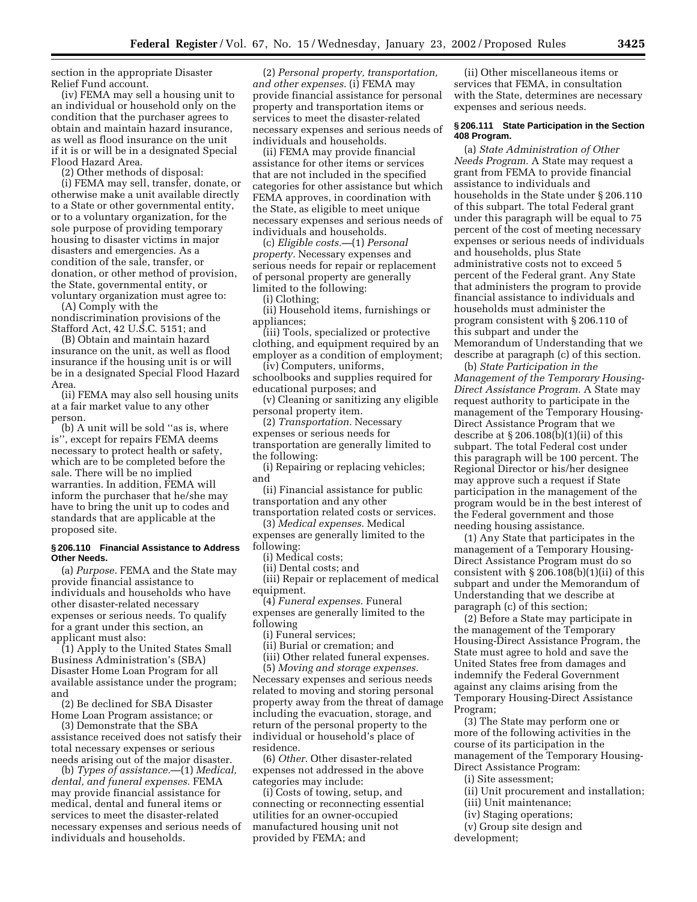section in the appropriate Disaster Relief Fund account.

(iv) FEMA may sell a housing unit to an individual or household only on the condition that the purchaser agrees to obtain and maintain hazard insurance, as well as flood insurance on the unit if it is or will be in a designated Special Flood Hazard Area.

(2) Other methods of disposal:

(i) FEMA may sell, transfer, donate, or otherwise make a unit available directly to a State or other governmental entity, or to a voluntary organization, for the sole purpose of providing temporary housing to disaster victims in major disasters and emergencies. As a condition of the sale, transfer, or donation, or other method of provision, the State, governmental entity, or voluntary organization must agree to:

(A) Comply with the nondiscrimination provisions of the Stafford Act, 42 U.S.C. 5151; and

(B) Obtain and maintain hazard insurance on the unit, as well as flood insurance if the housing unit is or will be in a designated Special Flood Hazard Area.

(ii) FEMA may also sell housing units at a fair market value to any other person.

(b) A unit will be sold ''as is, where is'', except for repairs FEMA deems necessary to protect health or safety, which are to be completed before the sale. There will be no implied warranties. In addition, FEMA will inform the purchaser that he/she may have to bring the unit up to codes and standards that are applicable at the proposed site.

### § 206.110 Financial Assistance to Address Other Needs.

(a) *Purpose.* FEMA and the State may provide financial assistance to individuals and households who have other disaster-related necessary expenses or serious needs. To qualify for a grant under this section, an applicant must also:

(1) Apply to the United States Small Business Administration's (SBA) Disaster Home Loan Program for all available assistance under the program; and

(2) Be declined for SBA Disaster Home Loan Program assistance; or

(3) Demonstrate that the SBA assistance received does not satisfy their total necessary expenses or serious needs arising out of the major disaster.

(b) *Types of assistance.*—(1) *Medical, dental, and funeral expenses.* FEMA may provide financial assistance for medical, dental and funeral items or services to meet the disaster-related necessary expenses and serious needs of individuals and households.

(2) *Personal property, transportation, and other expenses.* (i) FEMA may provide financial assistance for personal property and transportation items or services to meet the disaster-related necessary expenses and serious needs of individuals and households.

(ii) FEMA may provide financial assistance for other items or services that are not included in the specified categories for other assistance but which FEMA approves, in coordination with the State, as eligible to meet unique necessary expenses and serious needs of individuals and households.

(c) *Eligible costs.*—(1) *Personal property.* Necessary expenses and serious needs for repair or replacement of personal property are generally limited to the following:

(i) Clothing;

(ii) Household items, furnishings or appliances;

(iii) Tools, specialized or protective clothing, and equipment required by an employer as a condition of employment;

(iv) Computers, uniforms, schoolbooks and supplies required for educational purposes; and

(v) Cleaning or sanitizing any eligible personal property item.

(2) *Transportation.* Necessary expenses or serious needs for transportation are generally limited to the following:

(i) Repairing or replacing vehicles; and

(ii) Financial assistance for public transportation and any other transportation related costs or services.

(3) *Medical expenses.* Medical expenses are generally limited to the following:

(i) Medical costs;

(ii) Dental costs; and

(iii) Repair or replacement of medical equipment.

(4) *Funeral expenses.* Funeral expenses are generally limited to the following

(i) Funeral services;

(ii) Burial or cremation; and

(iii) Other related funeral expenses.

(5) *Moving and storage expenses.* Necessary expenses and serious needs related to moving and storing personal property away from the threat of damage including the evacuation, storage, and return of the personal property to the individual or household's place of residence.

(6) *Other.* Other disaster-related expenses not addressed in the above categories may include:

(i) Costs of towing, setup, and connecting or reconnecting essential utilities for an owner-occupied manufactured housing unit not provided by FEMA; and

(ii) Other miscellaneous items or services that FEMA, in consultation with the State, determines are necessary expenses and serious needs.

### § 206.111 State Participation in the Section 408 Program.

(a) *State Administration of Other Needs Program.* A State may request a grant from FEMA to provide financial assistance to individuals and households in the State under § 206.110 of this subpart. The total Federal grant under this paragraph will be equal to 75 percent of the cost of meeting necessary expenses or serious needs of individuals and households, plus State administrative costs not to exceed 5 percent of the Federal grant. Any State that administers the program to provide financial assistance to individuals and households must administer the program consistent with § 206.110 of this subpart and under the Memorandum of Understanding that we describe at paragraph (c) of this section.

(b) *State Participation in the Management of the Temporary Housing-Direct Assistance Program.* A State may request authority to participate in the management of the Temporary Housing-Direct Assistance Program that we describe at § 206.108(b)(1)(ii) of this subpart. The total Federal cost under this paragraph will be 100 percent. The Regional Director or his/her designee may approve such a request if State participation in the management of the program would be in the best interest of the Federal government and those needing housing assistance.

(1) Any State that participates in the management of a Temporary Housing-Direct Assistance Program must do so consistent with § 206.108(b)(1)(ii) of this subpart and under the Memorandum of Understanding that we describe at paragraph (c) of this section;

(2) Before a State may participate in the management of the Temporary Housing-Direct Assistance Program, the State must agree to hold and save the United States free from damages and indemnify the Federal Government against any claims arising from the Temporary Housing-Direct Assistance Program;

(3) The State may perform one or more of the following activities in the course of its participation in the management of the Temporary Housing-Direct Assistance Program:

(i) Site assessment;

(ii) Unit procurement and installation;

(iii) Unit maintenance;

(iv) Staging operations;

(v) Group site design and development;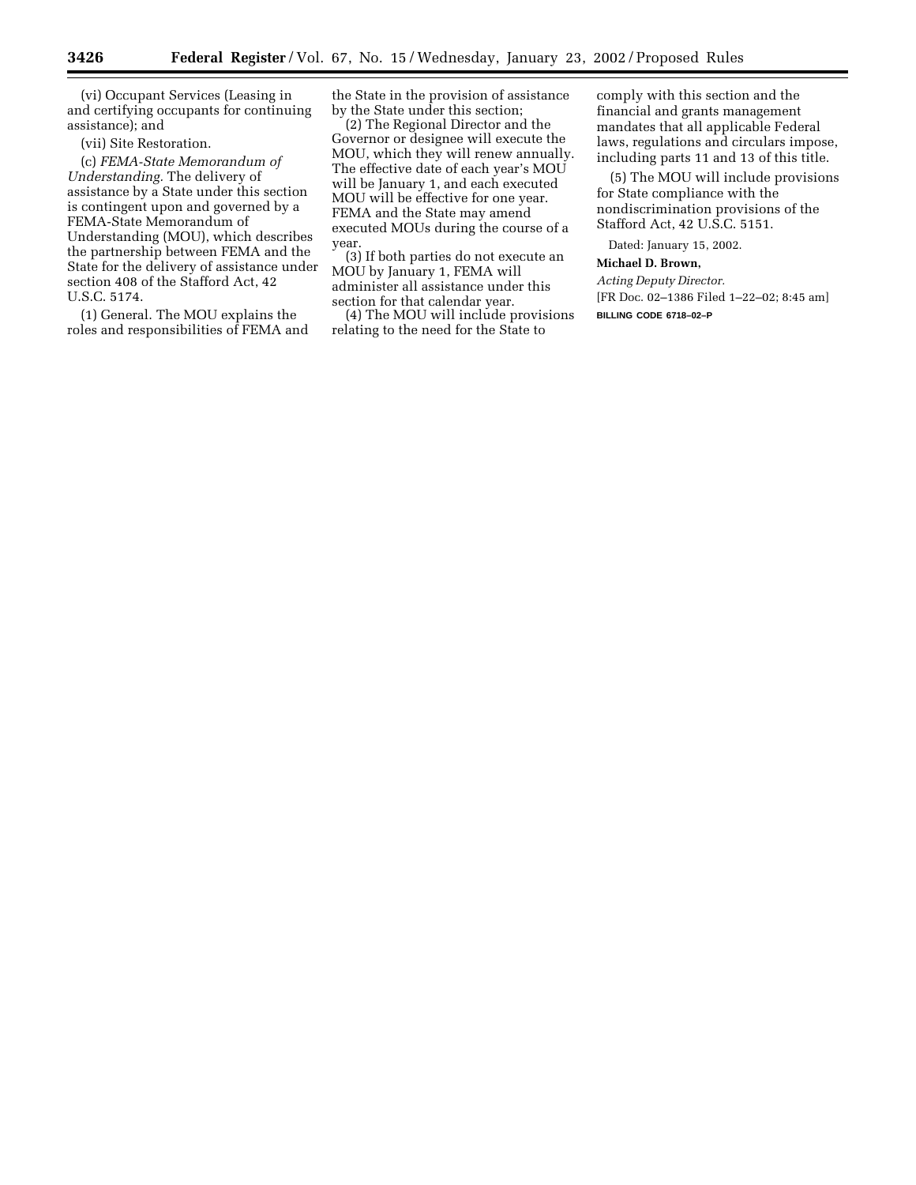(vi) Occupant Services (Leasing in and certifying occupants for continuing assistance); and

(vii) Site Restoration.

(c) *FEMA-State Memorandum of Understanding.* The delivery of assistance by a State under this section is contingent upon and governed by a FEMA-State Memorandum of Understanding (MOU), which describes the partnership between FEMA and the State for the delivery of assistance under section 408 of the Stafford Act, 42 U.S.C. 5174.

(1) General. The MOU explains the roles and responsibilities of FEMA and the State in the provision of assistance by the State under this section;

(2) The Regional Director and the Governor or designee will execute the MOU, which they will renew annually. The effective date of each year's MOU will be January 1, and each executed MOU will be effective for one year. FEMA and the State may amend executed MOUs during the course of a year.

(3) If both parties do not execute an MOU by January 1, FEMA will administer all assistance under this section for that calendar year.

(4) The MOU will include provisions relating to the need for the State to comply with this section and the financial and grants management mandates that all applicable Federal laws, regulations and circulars impose, including parts 11 and 13 of this title.

(5) The MOU will include provisions for State compliance with the nondiscrimination provisions of the Stafford Act, 42 U.S.C. 5151.

Dated: January 15, 2002.

**Michael D. Brown,**

*Acting Deputy Director.*

[FR Doc. 02–1386 Filed 1–22–02; 8:45 am]

**BILLING CODE 6718–02–P**